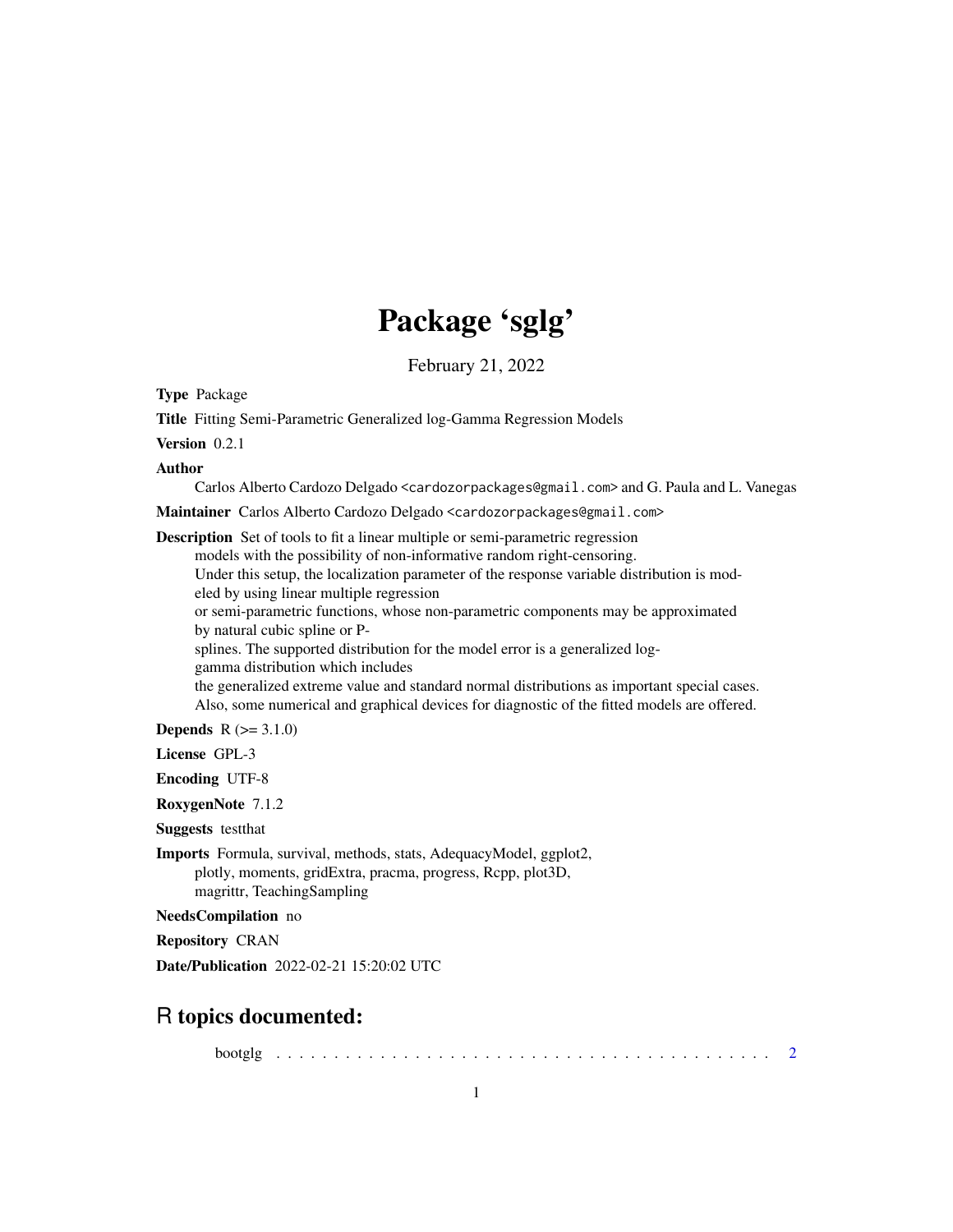# Package 'sglg'

February 21, 2022

**Type** Package

**Title** Fitting Semi-Parametric Generalized log-Gamma Regression Models

**Version** 0.2.1

**Author** Carlos Alberto Cardozo Delgado <cardozorpackages@gmail.com> and G. Paula and L. Vanegas

**Maintainer** Carlos Alberto Cardozo Delgado <cardozorpackages@gmail.com>

**Description** Set of tools to fit a linear multiple or semi-parametric regression models with the possibility of non-informative random right-censoring. Under this setup, the localization parameter of the response variable distribution is modeled by using linear multiple regression or semi-parametric functions, whose non-parametric components may be approximated by natural cubic spline or P-splines. The supported distribution for the model error is a generalized log-gamma distribution which includes the generalized extreme value and standard normal distributions as important special cases. Also, some numerical and graphical devices for diagnostic of the fitted models are offered.

**Depends** R (>= 3.1.0)

**License** GPL-3

**Encoding** UTF-8

**RoxygenNote** 7.1.2

**Suggests** testthat

**Imports** Formula, survival, methods, stats, AdequacyModel, ggplot2, plotly, moments, gridExtra, pracma, progress, Rcpp, plot3D, magrittr, TeachingSampling

**NeedsCompilation** no

**Repository** CRAN

**Date/Publication** 2022-02-21 15:20:02 UTC

## R topics documented:

bootglg . . . . . . . . . . . . . . . . . . . . . . . . . . . . . . . . . . . . . . . . . . . 2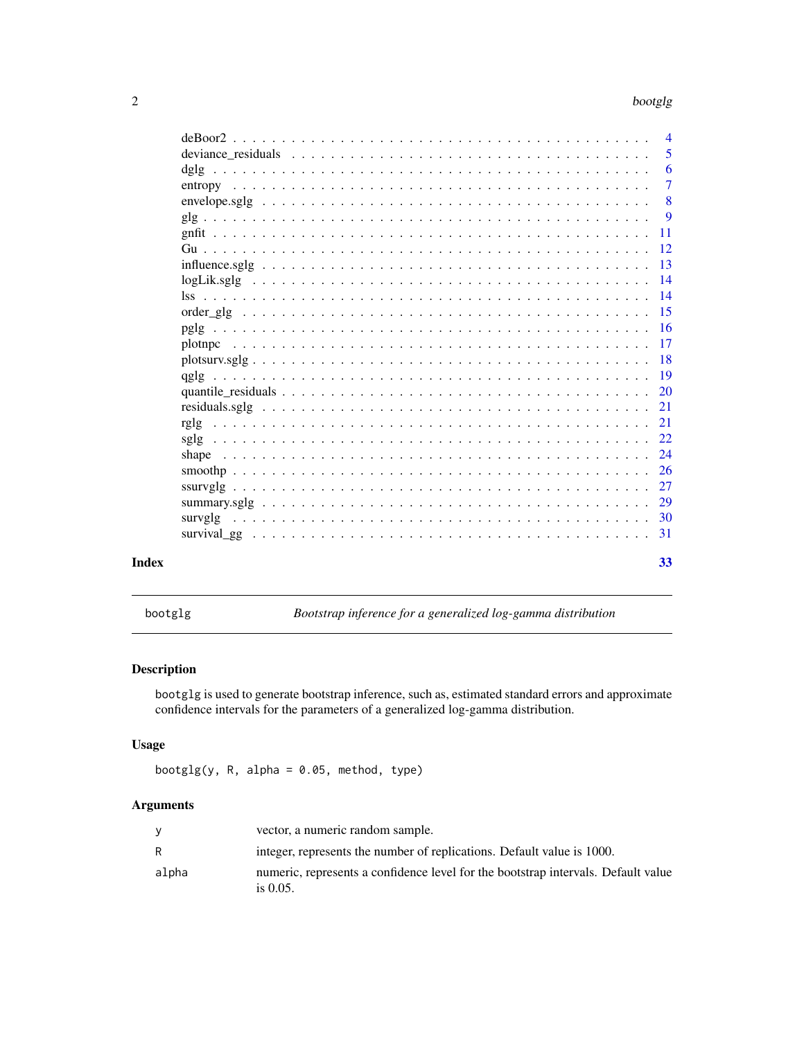deBoor2 . . . . . . . . . . . . . . . . . . . . . . . . . . . . . . . . . . . . . . . . 4
deviance_residuals . . . . . . . . . . . . . . . . . . . . . . . . . . . . . . . . . . 5
dglg . . . . . . . . . . . . . . . . . . . . . . . . . . . . . . . . . . . . . . . . . 6
entropy . . . . . . . . . . . . . . . . . . . . . . . . . . . . . . . . . . . . . . . 7
envelope.sglg . . . . . . . . . . . . . . . . . . . . . . . . . . . . . . . . . . . . 8
glg . . . . . . . . . . . . . . . . . . . . . . . . . . . . . . . . . . . . . . . . . 9
gnfit . . . . . . . . . . . . . . . . . . . . . . . . . . . . . . . . . . . . . . . . 11
Gu . . . . . . . . . . . . . . . . . . . . . . . . . . . . . . . . . . . . . . . . . 12
influence.sglg . . . . . . . . . . . . . . . . . . . . . . . . . . . . . . . . . . . 13
logLik.sglg . . . . . . . . . . . . . . . . . . . . . . . . . . . . . . . . . . . . 14
lss . . . . . . . . . . . . . . . . . . . . . . . . . . . . . . . . . . . . . . . . . 14
order_glg . . . . . . . . . . . . . . . . . . . . . . . . . . . . . . . . . . . . . . 15
pglg . . . . . . . . . . . . . . . . . . . . . . . . . . . . . . . . . . . . . . . . 16
plotnpc . . . . . . . . . . . . . . . . . . . . . . . . . . . . . . . . . . . . . . . 17
plotsurv.sglg . . . . . . . . . . . . . . . . . . . . . . . . . . . . . . . . . . . . 18
qglg . . . . . . . . . . . . . . . . . . . . . . . . . . . . . . . . . . . . . . . . 19
quantile_residuals . . . . . . . . . . . . . . . . . . . . . . . . . . . . . . . . . 20
residuals.sglg . . . . . . . . . . . . . . . . . . . . . . . . . . . . . . . . . . . 21
rglg . . . . . . . . . . . . . . . . . . . . . . . . . . . . . . . . . . . . . . . . 21
sglg . . . . . . . . . . . . . . . . . . . . . . . . . . . . . . . . . . . . . . . . 22
shape . . . . . . . . . . . . . . . . . . . . . . . . . . . . . . . . . . . . . . . . 24
smoothp . . . . . . . . . . . . . . . . . . . . . . . . . . . . . . . . . . . . . . . 26
ssurvglg . . . . . . . . . . . . . . . . . . . . . . . . . . . . . . . . . . . . . . 27
summary.sglg . . . . . . . . . . . . . . . . . . . . . . . . . . . . . . . . . . . . 29
survglg . . . . . . . . . . . . . . . . . . . . . . . . . . . . . . . . . . . . . . . 30
survival_gg . . . . . . . . . . . . . . . . . . . . . . . . . . . . . . . . . . . . . 31

**Index** **33**

---

`bootglg` *Bootstrap inference for a generalized log-gamma distribution*

---

### Description

`bootglg` is used to generate bootstrap inference, such as, estimated standard errors and approximate confidence intervals for the parameters of a generalized log-gamma distribution.

### Usage

```
bootglg(y, R, alpha = 0.05, method, type)
```

### Arguments

| | |
|---|---|
| `y` | vector, a numeric random sample. |
| `R` | integer, represents the number of replications. Default value is 1000. |
| `alpha` | numeric, represents a confidence level for the bootstrap intervals. Default value is 0.05. |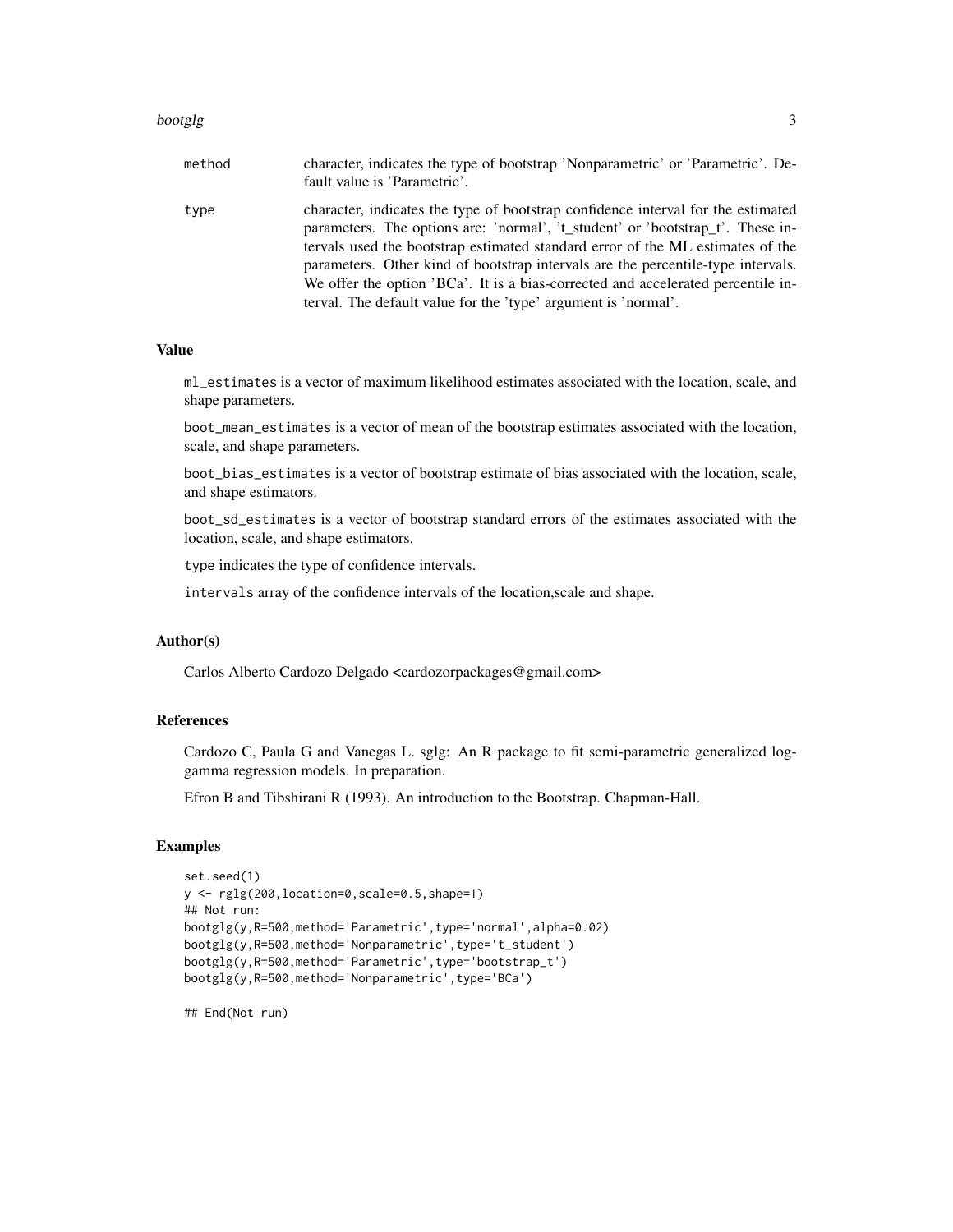| | |
|---|---|
| method | character, indicates the type of bootstrap 'Nonparametric' or 'Parametric'. Default value is 'Parametric'. |
| type | character, indicates the type of bootstrap confidence interval for the estimated parameters. The options are: 'normal', 't_student' or 'bootstrap_t'. These intervals used the bootstrap estimated standard error of the ML estimates of the parameters. Other kind of bootstrap intervals are the percentile-type intervals. We offer the option 'BCa'. It is a bias-corrected and accelerated percentile interval. The default value for the 'type' argument is 'normal'. |

### Value

`ml_estimates` is a vector of maximum likelihood estimates associated with the location, scale, and shape parameters.

`boot_mean_estimates` is a vector of mean of the bootstrap estimates associated with the location, scale, and shape parameters.

`boot_bias_estimates` is a vector of bootstrap estimate of bias associated with the location, scale, and shape estimators.

`boot_sd_estimates` is a vector of bootstrap standard errors of the estimates associated with the location, scale, and shape estimators.

`type` indicates the type of confidence intervals.

`intervals` array of the confidence intervals of the location,scale and shape.

### Author(s)

Carlos Alberto Cardozo Delgado <cardozorpackages@gmail.com>

### References

Cardozo C, Paula G and Vanegas L. sglg: An R package to fit semi-parametric generalized log-gamma regression models. In preparation.

Efron B and Tibshirani R (1993). An introduction to the Bootstrap. Chapman-Hall.

### Examples

```
set.seed(1)
y <- rglg(200,location=0,scale=0.5,shape=1)
## Not run:
bootglg(y,R=500,method='Parametric',type='normal',alpha=0.02)
bootglg(y,R=500,method='Nonparametric',type='t_student')
bootglg(y,R=500,method='Parametric',type='bootstrap_t')
bootglg(y,R=500,method='Nonparametric',type='BCa')

## End(Not run)
```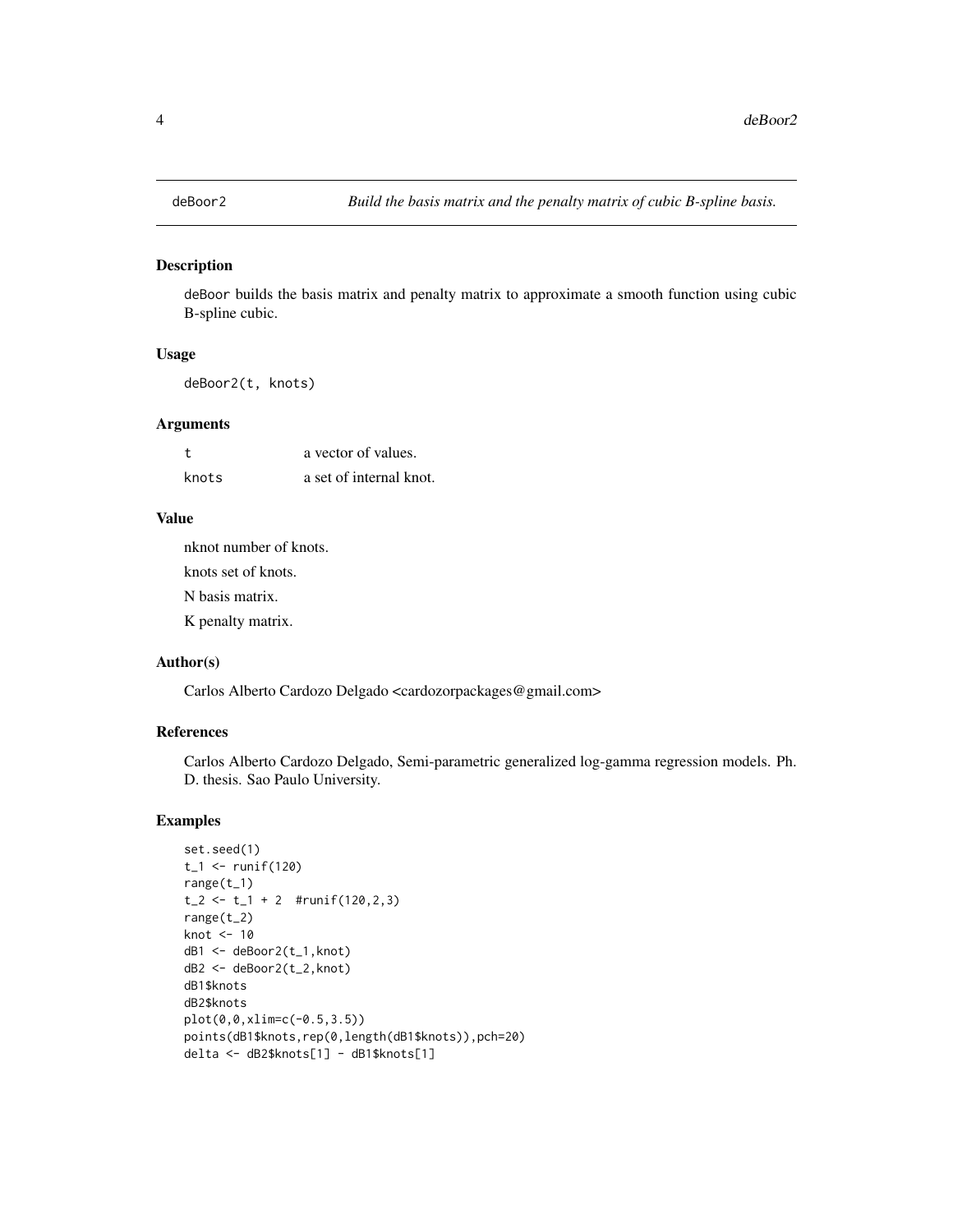deBoor2 *Build the basis matrix and the penalty matrix of cubic B-spline basis.*

## Description

deBoor builds the basis matrix and penalty matrix to approximate a smooth function using cubic B-spline cubic.

## Usage

```
deBoor2(t, knots)
```

## Arguments

| | |
|---|---|
| t | a vector of values. |
| knots | a set of internal knot. |

## Value

nknot number of knots.

knots set of knots.

N basis matrix.

K penalty matrix.

## Author(s)

Carlos Alberto Cardozo Delgado <cardozorpackages@gmail.com>

## References

Carlos Alberto Cardozo Delgado, Semi-parametric generalized log-gamma regression models. Ph. D. thesis. Sao Paulo University.

## Examples

```
set.seed(1)
t_1 <- runif(120)
range(t_1)
t_2 <- t_1 + 2  #runif(120,2,3)
range(t_2)
knot <- 10
dB1 <- deBoor2(t_1,knot)
dB2 <- deBoor2(t_2,knot)
dB1$knots
dB2$knots
plot(0,0,xlim=c(-0.5,3.5))
points(dB1$knots,rep(0,length(dB1$knots)),pch=20)
delta <- dB2$knots[1] - dB1$knots[1]
```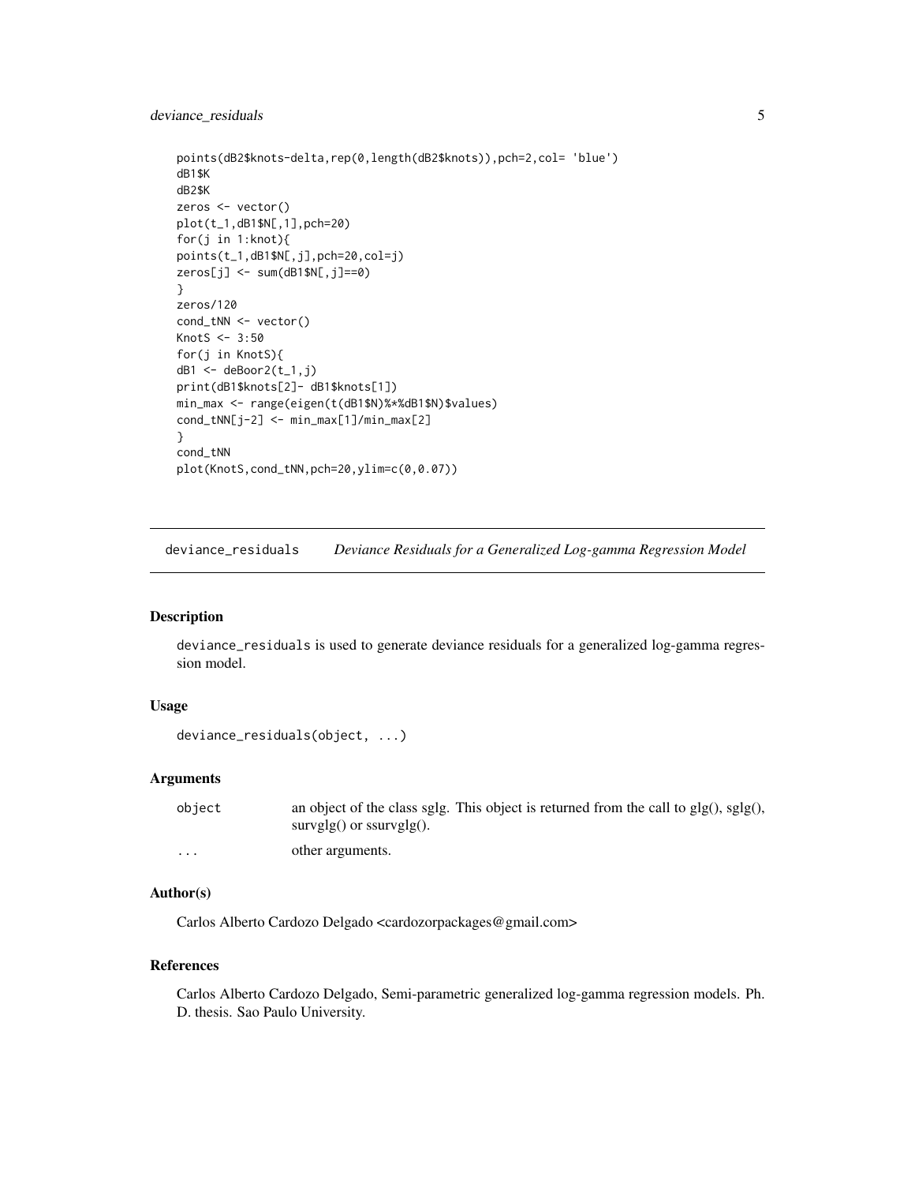```
points(dB2$knots-delta,rep(0,length(dB2$knots)),pch=2,col= 'blue')
dB1$K
dB2$K
zeros <- vector()
plot(t_1,dB1$N[,1],pch=20)
for(j in 1:knot){
points(t_1,dB1$N[,j],pch=20,col=j)
zeros[j] <- sum(dB1$N[,j]==0)
}
zeros/120
cond_tNN <- vector()
KnotS <- 3:50
for(j in KnotS){
dB1 <- deBoor2(t_1,j)
print(dB1$knots[2]- dB1$knots[1])
min_max <- range(eigen(t(dB1$N)%*%dB1$N)$values)
cond_tNN[j-2] <- min_max[1]/min_max[2]
}
cond_tNN
plot(KnotS,cond_tNN,pch=20,ylim=c(0,0.07))
```

## deviance_residuals — *Deviance Residuals for a Generalized Log-gamma Regression Model*

### Description

deviance_residuals is used to generate deviance residuals for a generalized log-gamma regression model.

### Usage

```
deviance_residuals(object, ...)
```

### Arguments

| | |
|---|---|
| object | an object of the class sglg. This object is returned from the call to glg(), sglg(), survglg() or ssurvglg(). |
| ... | other arguments. |

### Author(s)

Carlos Alberto Cardozo Delgado <cardozorpackages@gmail.com>

### References

Carlos Alberto Cardozo Delgado, Semi-parametric generalized log-gamma regression models. Ph. D. thesis. Sao Paulo University.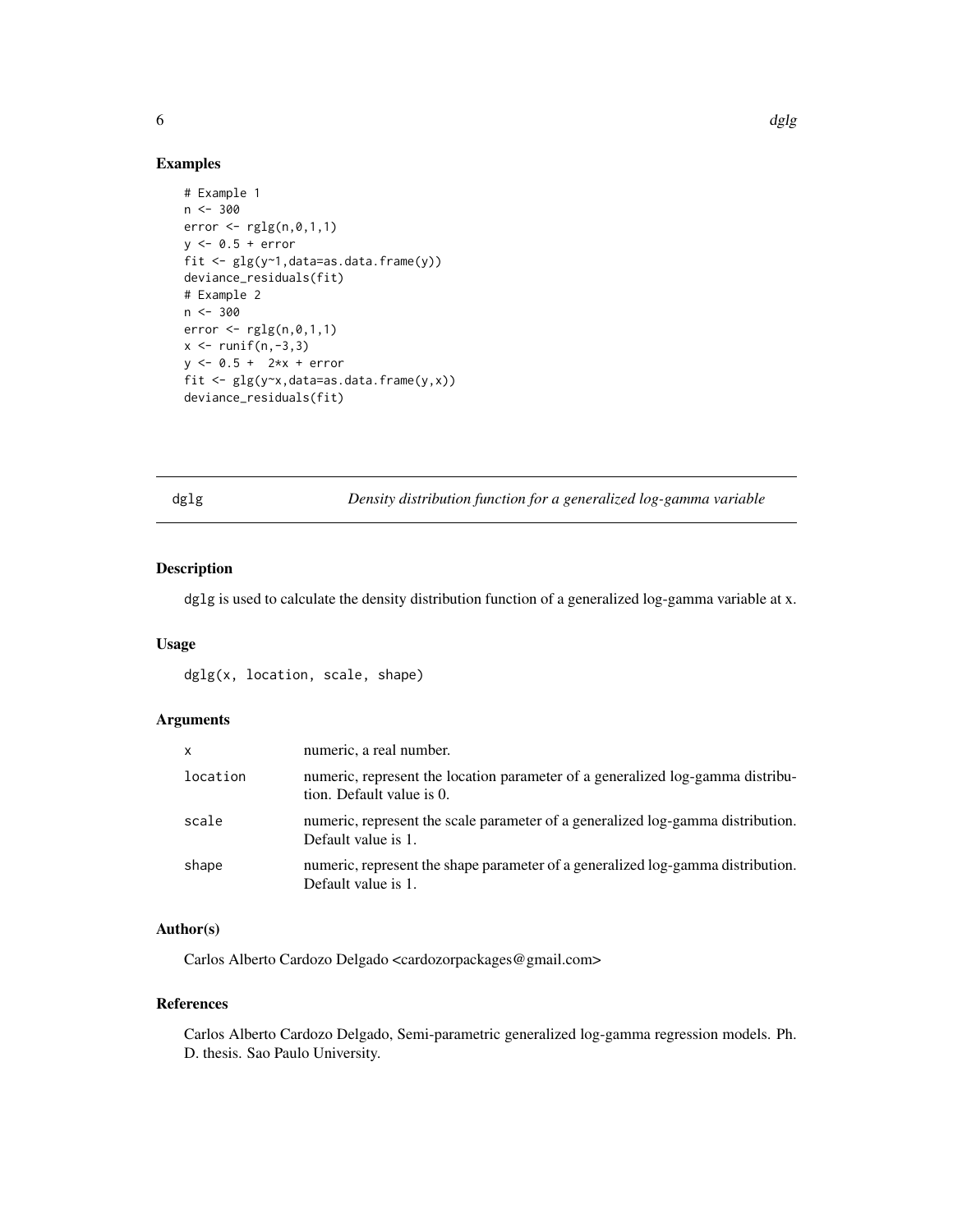## Examples

```
# Example 1
n <- 300
error <- rglg(n,0,1,1)
y <- 0.5 + error
fit <- glg(y~1,data=as.data.frame(y))
deviance_residuals(fit)
# Example 2
n <- 300
error <- rglg(n,0,1,1)
x <- runif(n,-3,3)
y <- 0.5 +  2*x + error
fit <- glg(y~x,data=as.data.frame(y,x))
deviance_residuals(fit)
```

---

# dglg — *Density distribution function for a generalized log-gamma variable*

---

## Description

dglg is used to calculate the density distribution function of a generalized log-gamma variable at x.

## Usage

```
dglg(x, location, scale, shape)
```

## Arguments

| | |
|---|---|
| x | numeric, a real number. |
| location | numeric, represent the location parameter of a generalized log-gamma distribution. Default value is 0. |
| scale | numeric, represent the scale parameter of a generalized log-gamma distribution. Default value is 1. |
| shape | numeric, represent the shape parameter of a generalized log-gamma distribution. Default value is 1. |

## Author(s)

Carlos Alberto Cardozo Delgado <cardozorpackages@gmail.com>

## References

Carlos Alberto Cardozo Delgado, Semi-parametric generalized log-gamma regression models. Ph. D. thesis. Sao Paulo University.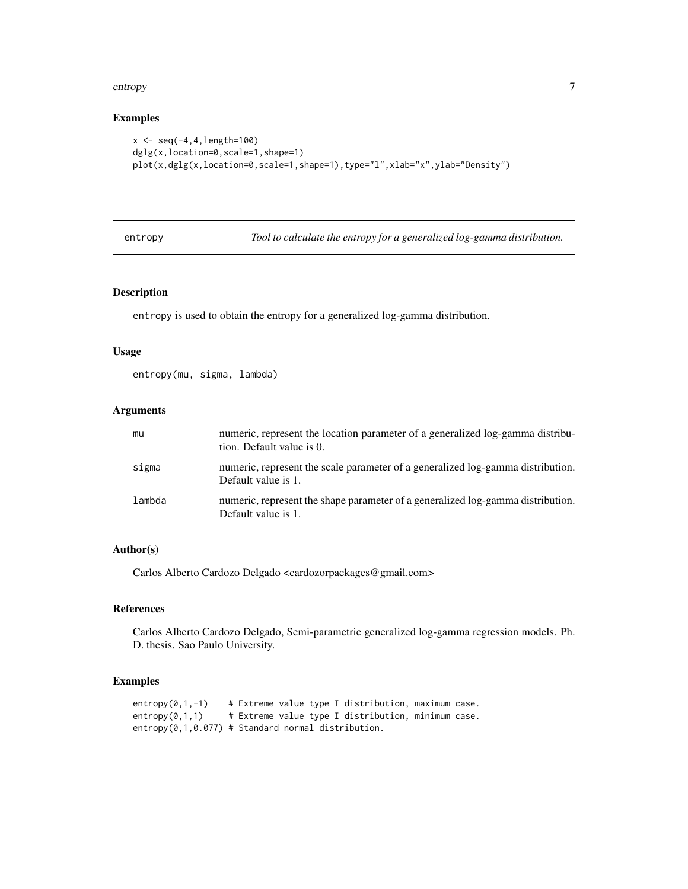### Examples

```
x <- seq(-4,4,length=100)
dglg(x,location=0,scale=1,shape=1)
plot(x,dglg(x,location=0,scale=1,shape=1),type="l",xlab="x",ylab="Density")
```

---

## entropy — *Tool to calculate the entropy for a generalized log-gamma distribution.*

### Description

entropy is used to obtain the entropy for a generalized log-gamma distribution.

### Usage

```
entropy(mu, sigma, lambda)
```

### Arguments

| | |
|---|---|
| mu | numeric, represent the location parameter of a generalized log-gamma distribution. Default value is 0. |
| sigma | numeric, represent the scale parameter of a generalized log-gamma distribution. Default value is 1. |
| lambda | numeric, represent the shape parameter of a generalized log-gamma distribution. Default value is 1. |

### Author(s)

Carlos Alberto Cardozo Delgado <cardozorpackages@gmail.com>

### References

Carlos Alberto Cardozo Delgado, Semi-parametric generalized log-gamma regression models. Ph. D. thesis. Sao Paulo University.

### Examples

```
entropy(0,1,-1)    # Extreme value type I distribution, maximum case.
entropy(0,1,1)     # Extreme value type I distribution, minimum case.
entropy(0,1,0.077) # Standard normal distribution.
```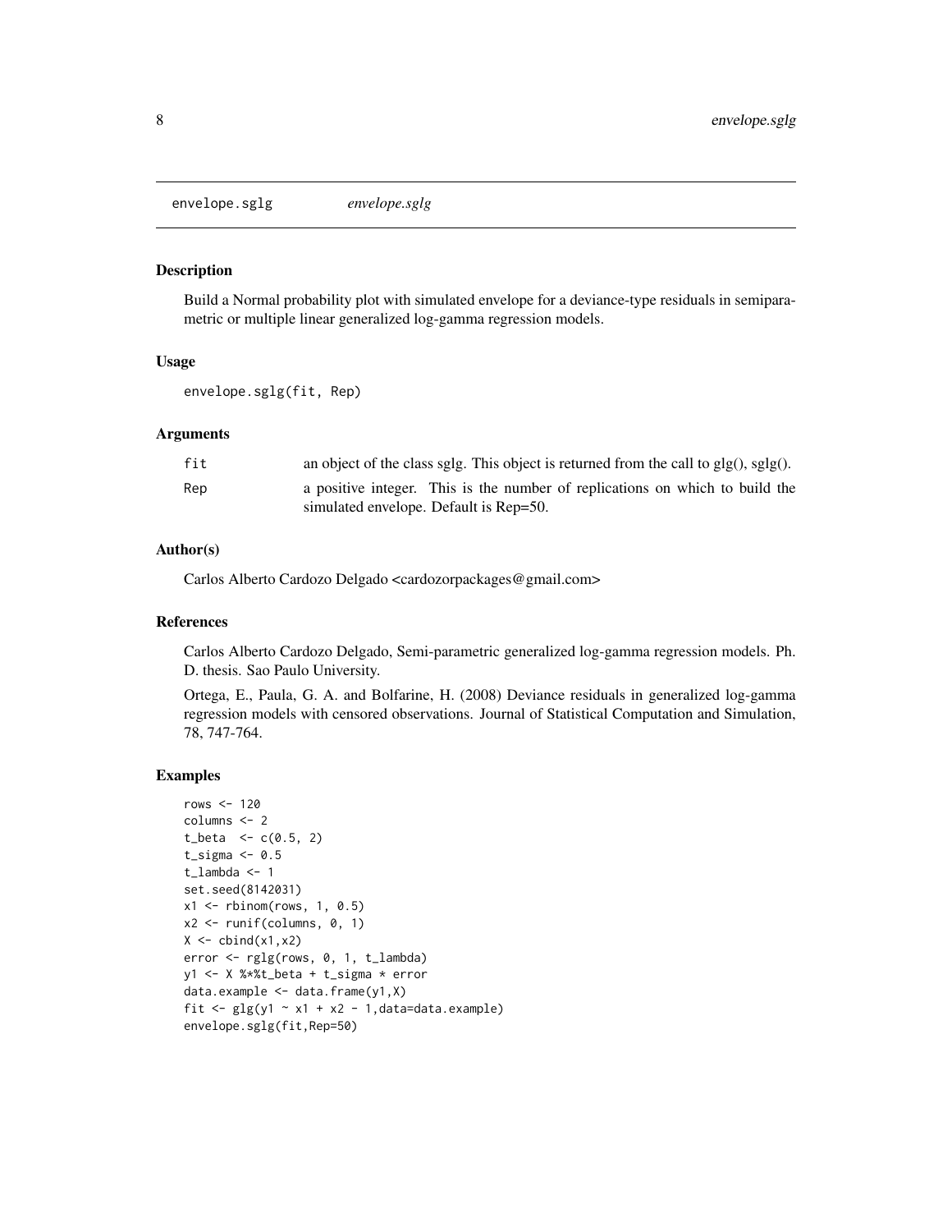envelope.sglg *envelope.sglg*

### Description

Build a Normal probability plot with simulated envelope for a deviance-type residuals in semiparametric or multiple linear generalized log-gamma regression models.

### Usage

```
envelope.sglg(fit, Rep)
```

### Arguments

| | |
|---|---|
| fit | an object of the class sglg. This object is returned from the call to glg(), sglg(). |
| Rep | a positive integer. This is the number of replications on which to build the simulated envelope. Default is Rep=50. |

### Author(s)

Carlos Alberto Cardozo Delgado <cardozorpackages@gmail.com>

### References

Carlos Alberto Cardozo Delgado, Semi-parametric generalized log-gamma regression models. Ph. D. thesis. Sao Paulo University.

Ortega, E., Paula, G. A. and Bolfarine, H. (2008) Deviance residuals in generalized log-gamma regression models with censored observations. Journal of Statistical Computation and Simulation, 78, 747-764.

### Examples

```
rows <- 120
columns <- 2
t_beta  <- c(0.5, 2)
t_sigma <- 0.5
t_lambda <- 1
set.seed(8142031)
x1 <- rbinom(rows, 1, 0.5)
x2 <- runif(columns, 0, 1)
X <- cbind(x1,x2)
error <- rglg(rows, 0, 1, t_lambda)
y1 <- X %*%t_beta + t_sigma * error
data.example <- data.frame(y1,X)
fit <- glg(y1 ~ x1 + x2 - 1,data=data.example)
envelope.sglg(fit,Rep=50)
```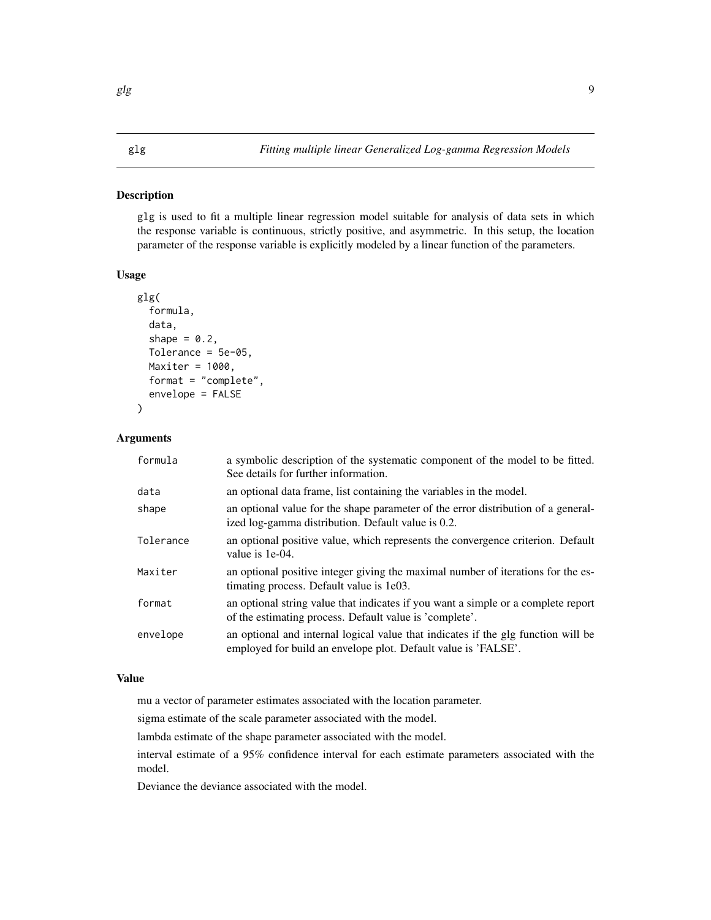## glg — *Fitting multiple linear Generalized Log-gamma Regression Models*

### Description

glg is used to fit a multiple linear regression model suitable for analysis of data sets in which the response variable is continuous, strictly positive, and asymmetric. In this setup, the location parameter of the response variable is explicitly modeled by a linear function of the parameters.

### Usage

```
glg(
  formula,
  data,
  shape = 0.2,
  Tolerance = 5e-05,
  Maxiter = 1000,
  format = "complete",
  envelope = FALSE
)
```

### Arguments

| | |
|---|---|
| formula | a symbolic description of the systematic component of the model to be fitted. See details for further information. |
| data | an optional data frame, list containing the variables in the model. |
| shape | an optional value for the shape parameter of the error distribution of a generalized log-gamma distribution. Default value is 0.2. |
| Tolerance | an optional positive value, which represents the convergence criterion. Default value is 1e-04. |
| Maxiter | an optional positive integer giving the maximal number of iterations for the estimating process. Default value is 1e03. |
| format | an optional string value that indicates if you want a simple or a complete report of the estimating process. Default value is 'complete'. |
| envelope | an optional and internal logical value that indicates if the glg function will be employed for build an envelope plot. Default value is 'FALSE'. |

### Value

mu a vector of parameter estimates associated with the location parameter.

sigma estimate of the scale parameter associated with the model.

lambda estimate of the shape parameter associated with the model.

interval estimate of a 95% confidence interval for each estimate parameters associated with the model.

Deviance the deviance associated with the model.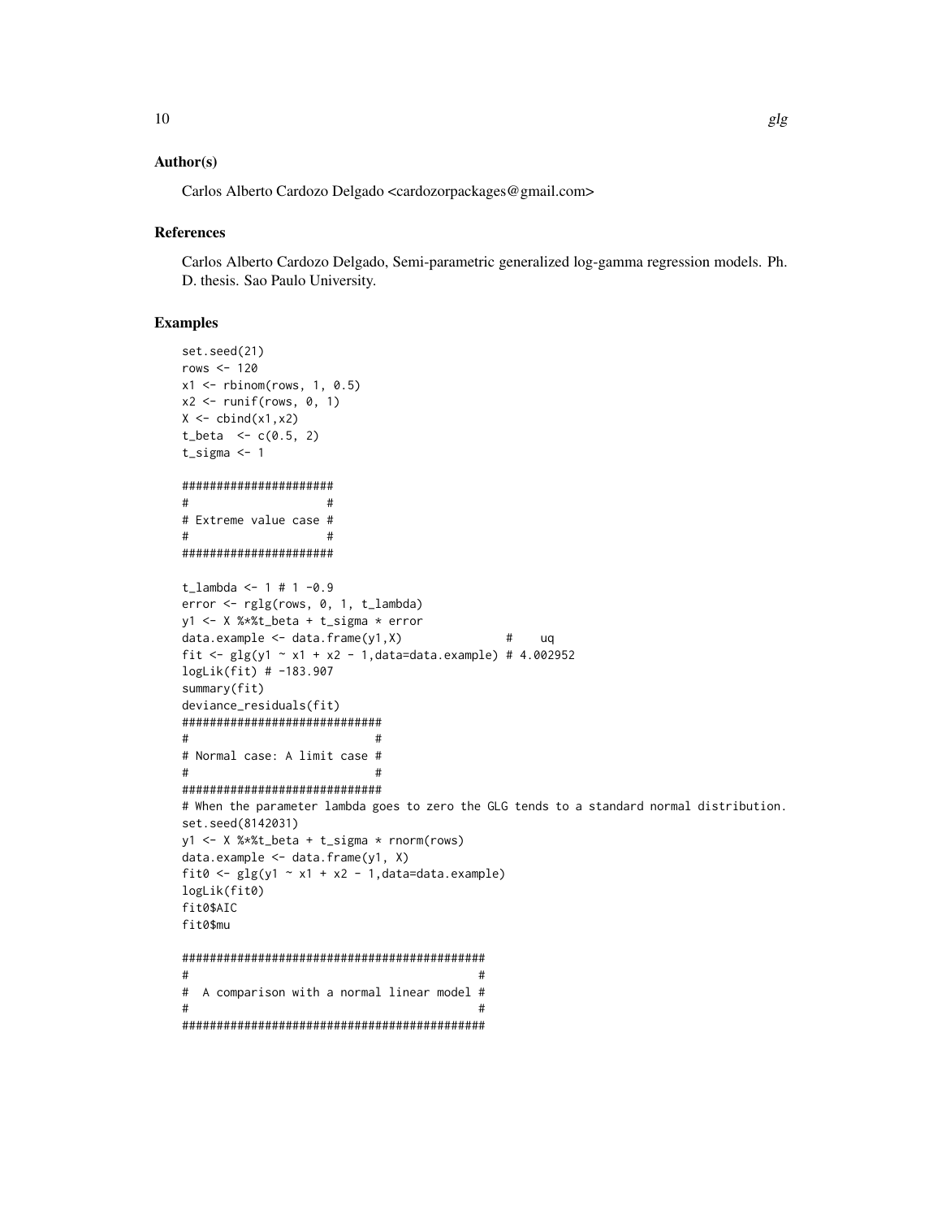### Author(s)

Carlos Alberto Cardozo Delgado <cardozorpackages@gmail.com>

### References

Carlos Alberto Cardozo Delgado, Semi-parametric generalized log-gamma regression models. Ph. D. thesis. Sao Paulo University.

### Examples

```
set.seed(21)
rows <- 120
x1 <- rbinom(rows, 1, 0.5)
x2 <- runif(rows, 0, 1)
X <- cbind(x1,x2)
t_beta  <- c(0.5, 2)
t_sigma <- 1

######################
#                    #
# Extreme value case #
#                    #
######################

t_lambda <- 1 # 1 -0.9
error <- rglg(rows, 0, 1, t_lambda)
y1 <- X %*%t_beta + t_sigma * error
data.example <- data.frame(y1,X)              #    uq
fit <- glg(y1 ~ x1 + x2 - 1,data=data.example) # 4.002952
logLik(fit) # -183.907
summary(fit)
deviance_residuals(fit)
#############################
#                           #
# Normal case: A limit case #
#                           #
#############################
# When the parameter lambda goes to zero the GLG tends to a standard normal distribution.
set.seed(8142031)
y1 <- X %*%t_beta + t_sigma * rnorm(rows)
data.example <- data.frame(y1, X)
fit0 <- glg(y1 ~ x1 + x2 - 1,data=data.example)
logLik(fit0)
fit0$AIC
fit0$mu

############################################
#                                          #
#  A comparison with a normal linear model #
#                                          #
############################################
```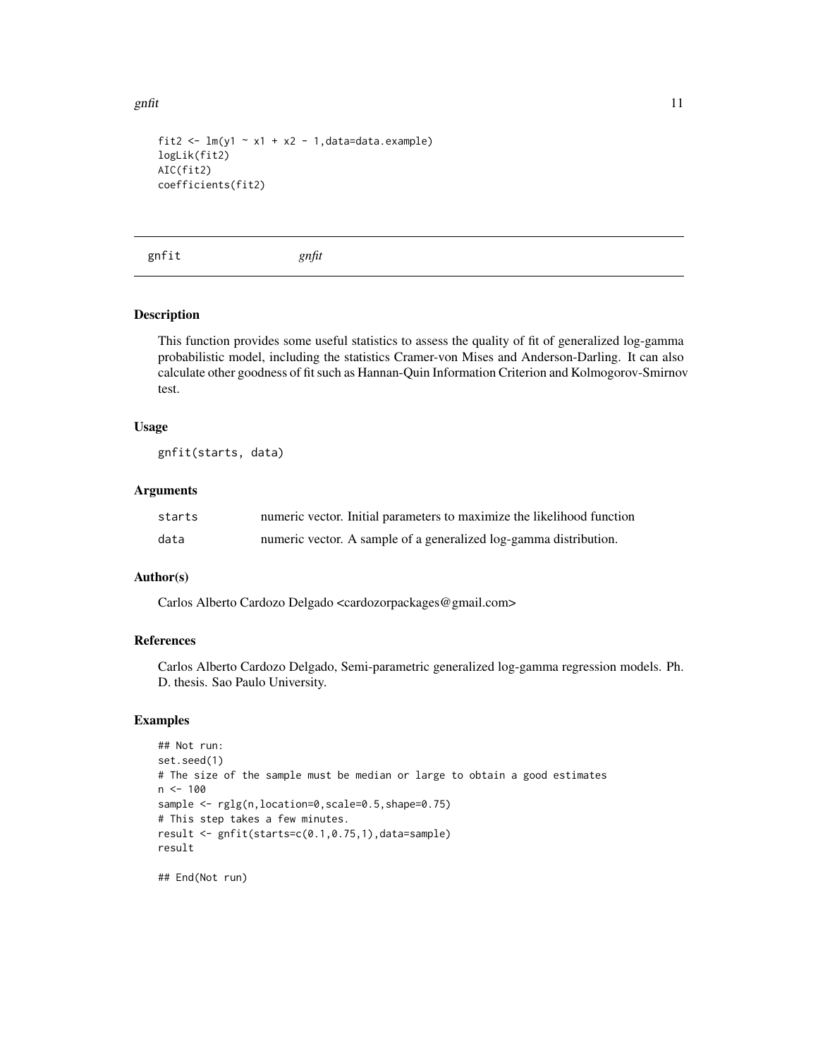```
fit2 <- lm(y1 ~ x1 + x2 - 1,data=data.example)
logLik(fit2)
AIC(fit2)
coefficients(fit2)
```

## gnfit *gnfit*

### Description

This function provides some useful statistics to assess the quality of fit of generalized log-gamma probabilistic model, including the statistics Cramer-von Mises and Anderson-Darling. It can also calculate other goodness of fit such as Hannan-Quin Information Criterion and Kolmogorov-Smirnov test.

### Usage

```
gnfit(starts, data)
```

### Arguments

| | |
|---|---|
| `starts` | numeric vector. Initial parameters to maximize the likelihood function |
| `data` | numeric vector. A sample of a generalized log-gamma distribution. |

### Author(s)

Carlos Alberto Cardozo Delgado <cardozorpackages@gmail.com>

### References

Carlos Alberto Cardozo Delgado, Semi-parametric generalized log-gamma regression models. Ph. D. thesis. Sao Paulo University.

### Examples

```
## Not run:
set.seed(1)
# The size of the sample must be median or large to obtain a good estimates
n <- 100
sample <- rglg(n,location=0,scale=0.5,shape=0.75)
# This step takes a few minutes.
result <- gnfit(starts=c(0.1,0.75,1),data=sample)
result

## End(Not run)
```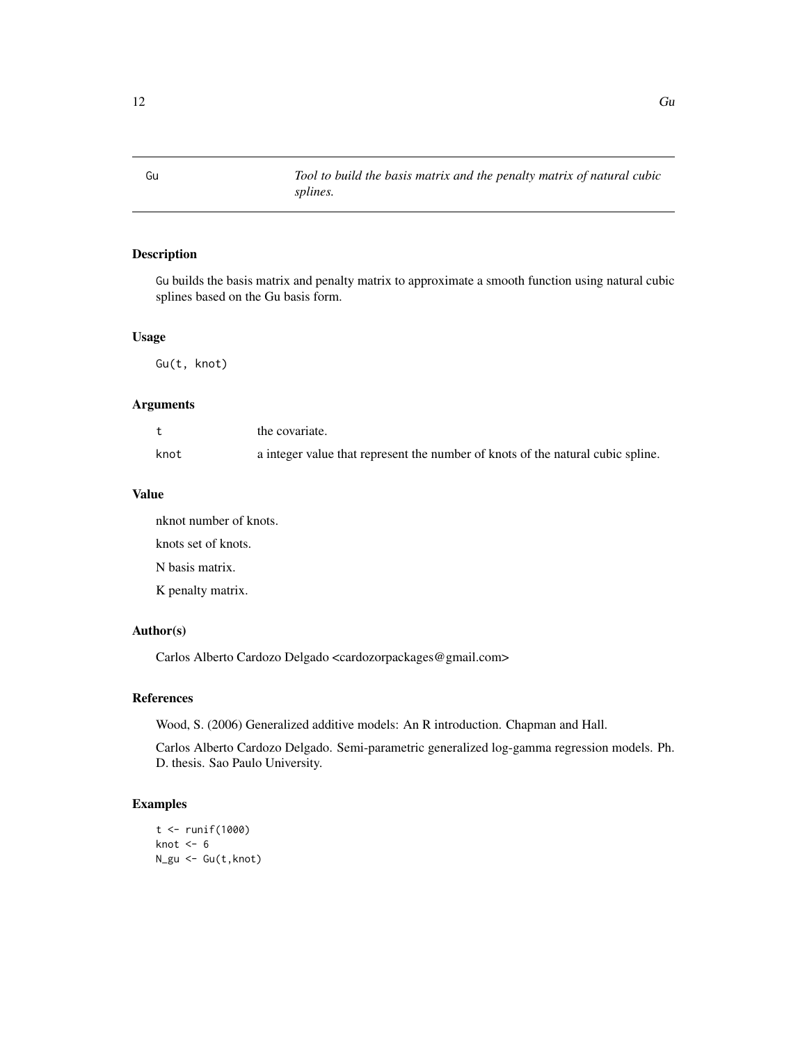Gu *Tool to build the basis matrix and the penalty matrix of natural cubic splines.*

## Description

Gu builds the basis matrix and penalty matrix to approximate a smooth function using natural cubic splines based on the Gu basis form.

## Usage

```
Gu(t, knot)
```

## Arguments

| | |
|---|---|
| t | the covariate. |
| knot | a integer value that represent the number of knots of the natural cubic spline. |

## Value

nknot number of knots.

knots set of knots.

N basis matrix.

K penalty matrix.

## Author(s)

Carlos Alberto Cardozo Delgado <cardozorpackages@gmail.com>

## References

Wood, S. (2006) Generalized additive models: An R introduction. Chapman and Hall.

Carlos Alberto Cardozo Delgado. Semi-parametric generalized log-gamma regression models. Ph. D. thesis. Sao Paulo University.

## Examples

```
t <- runif(1000)
knot <- 6
N_gu <- Gu(t,knot)
```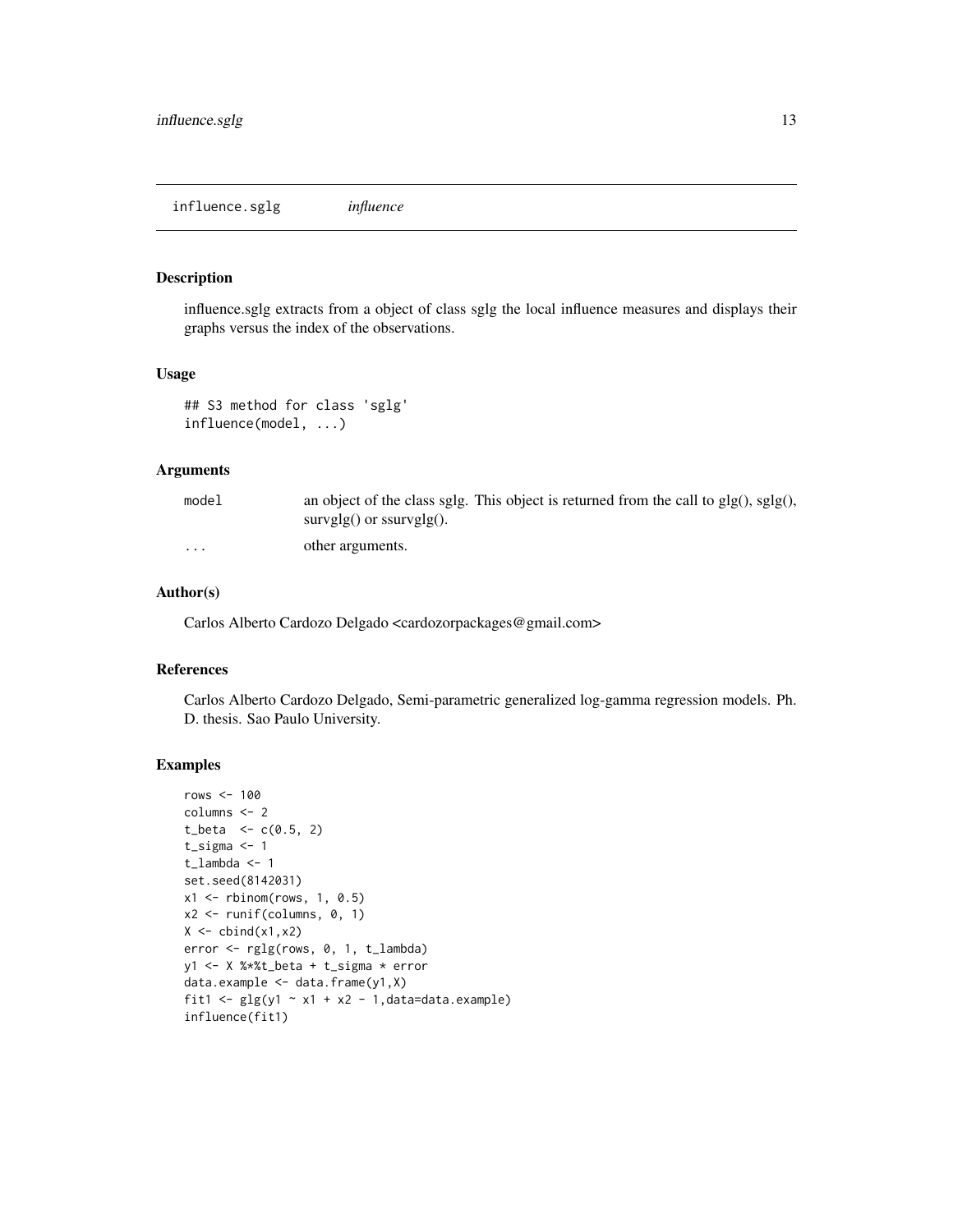# influence.sglg — *influence*

## Description

influence.sglg extracts from a object of class sglg the local influence measures and displays their graphs versus the index of the observations.

## Usage

```
## S3 method for class 'sglg'
influence(model, ...)
```

## Arguments

| | |
|---|---|
| model | an object of the class sglg. This object is returned from the call to glg(), sglg(), survglg() or ssurvglg(). |
| ... | other arguments. |

## Author(s)

Carlos Alberto Cardozo Delgado <cardozorpackages@gmail.com>

## References

Carlos Alberto Cardozo Delgado, Semi-parametric generalized log-gamma regression models. Ph. D. thesis. Sao Paulo University.

## Examples

```
rows <- 100
columns <- 2
t_beta  <- c(0.5, 2)
t_sigma <- 1
t_lambda <- 1
set.seed(8142031)
x1 <- rbinom(rows, 1, 0.5)
x2 <- runif(columns, 0, 1)
X <- cbind(x1,x2)
error <- rglg(rows, 0, 1, t_lambda)
y1 <- X %*%t_beta + t_sigma * error
data.example <- data.frame(y1,X)
fit1 <- glg(y1 ~ x1 + x2 - 1,data=data.example)
influence(fit1)
```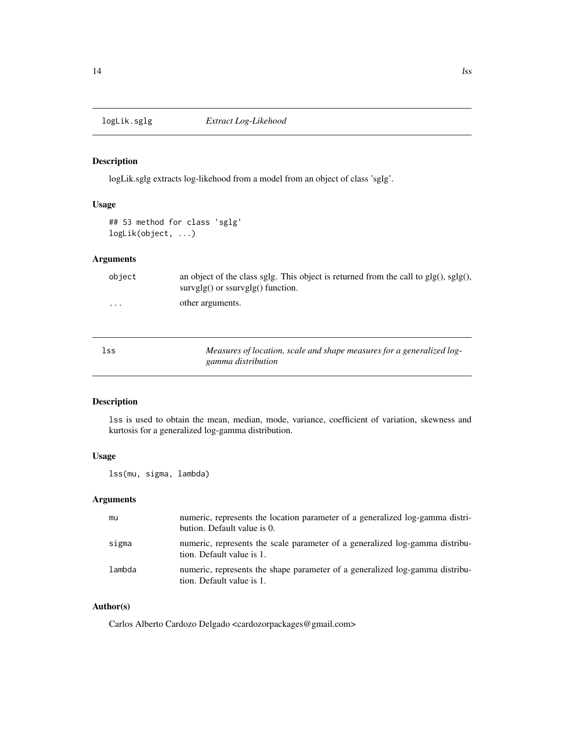## logLik.sglg — *Extract Log-Likehood*

### Description

logLik.sglg extracts log-likehood from a model from an object of class 'sglg'.

### Usage

```
## S3 method for class 'sglg'
logLik(object, ...)
```

### Arguments

| | |
|---|---|
| object | an object of the class sglg. This object is returned from the call to glg(), sglg(), survglg() or ssurvglg() function. |
| ... | other arguments. |

## lss — *Measures of location, scale and shape measures for a generalized log-gamma distribution*

### Description

lss is used to obtain the mean, median, mode, variance, coefficient of variation, skewness and kurtosis for a generalized log-gamma distribution.

### Usage

```
lss(mu, sigma, lambda)
```

### Arguments

| | |
|---|---|
| mu | numeric, represents the location parameter of a generalized log-gamma distribution. Default value is 0. |
| sigma | numeric, represents the scale parameter of a generalized log-gamma distribution. Default value is 1. |
| lambda | numeric, represents the shape parameter of a generalized log-gamma distribution. Default value is 1. |

### Author(s)

Carlos Alberto Cardozo Delgado <cardozorpackages@gmail.com>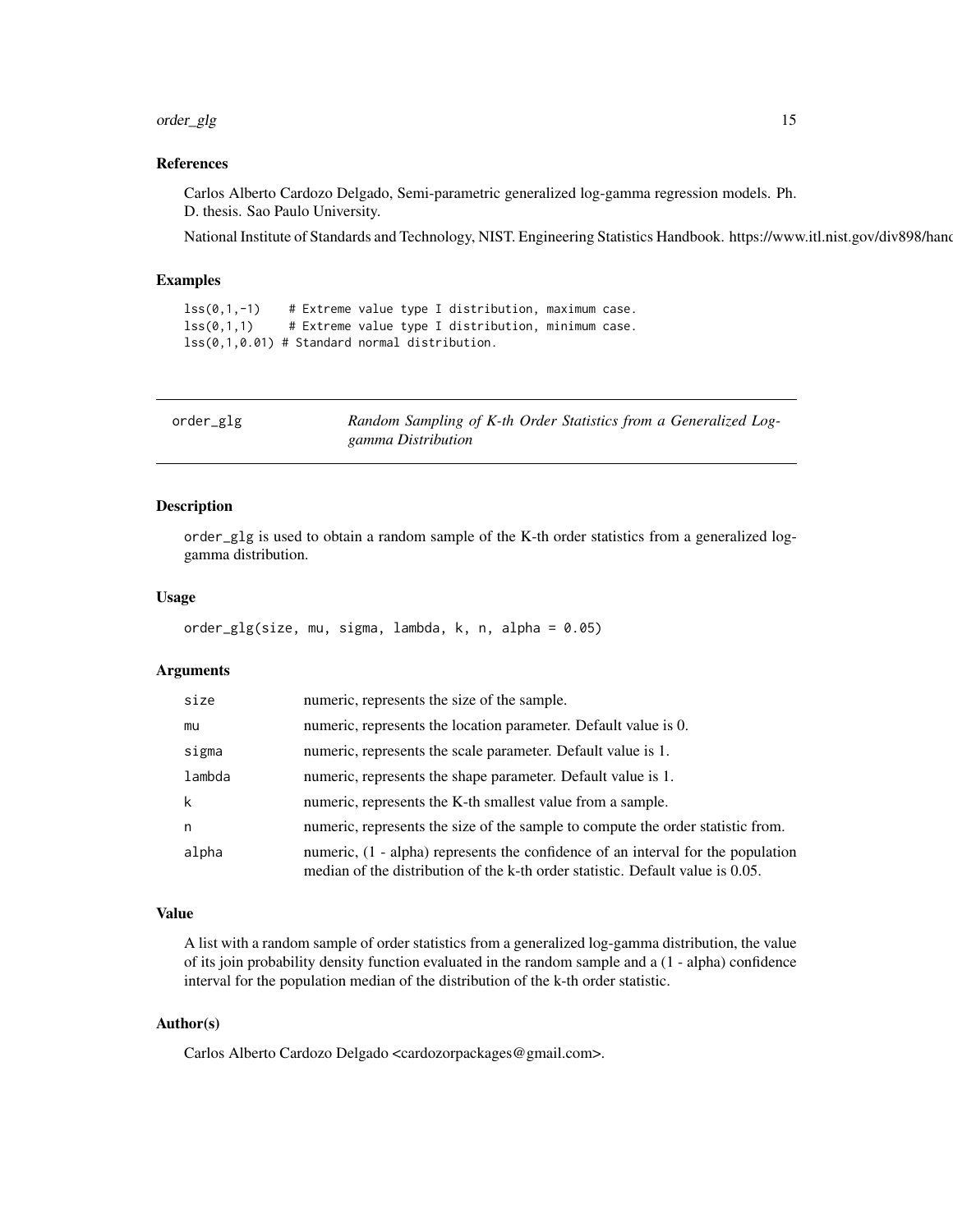### References

Carlos Alberto Cardozo Delgado, Semi-parametric generalized log-gamma regression models. Ph. D. thesis. Sao Paulo University.

National Institute of Standards and Technology, NIST. Engineering Statistics Handbook. https://www.itl.nist.gov/div898/hand

### Examples

```
lss(0,1,-1)    # Extreme value type I distribution, maximum case.
lss(0,1,1)     # Extreme value type I distribution, minimum case.
lss(0,1,0.01) # Standard normal distribution.
```

## order_glg — *Random Sampling of K-th Order Statistics from a Generalized Log-gamma Distribution*

### Description

order_glg is used to obtain a random sample of the K-th order statistics from a generalized log-gamma distribution.

### Usage

```
order_glg(size, mu, sigma, lambda, k, n, alpha = 0.05)
```

### Arguments

| | |
|---|---|
| size | numeric, represents the size of the sample. |
| mu | numeric, represents the location parameter. Default value is 0. |
| sigma | numeric, represents the scale parameter. Default value is 1. |
| lambda | numeric, represents the shape parameter. Default value is 1. |
| k | numeric, represents the K-th smallest value from a sample. |
| n | numeric, represents the size of the sample to compute the order statistic from. |
| alpha | numeric, (1 - alpha) represents the confidence of an interval for the population median of the distribution of the k-th order statistic. Default value is 0.05. |

### Value

A list with a random sample of order statistics from a generalized log-gamma distribution, the value of its join probability density function evaluated in the random sample and a (1 - alpha) confidence interval for the population median of the distribution of the k-th order statistic.

### Author(s)

Carlos Alberto Cardozo Delgado <cardozorpackages@gmail.com>.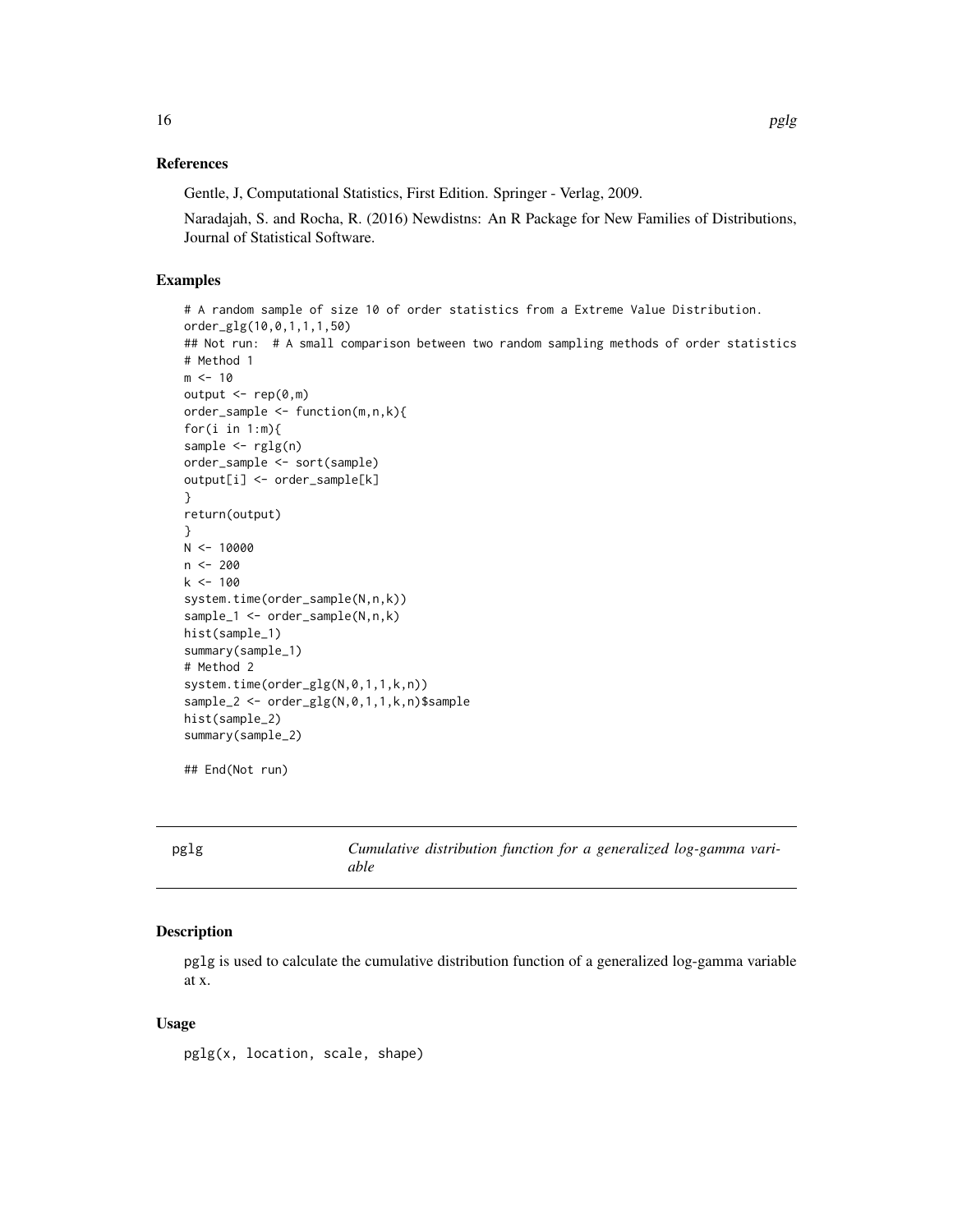### References

Gentle, J, Computational Statistics, First Edition. Springer - Verlag, 2009.

Naradajah, S. and Rocha, R. (2016) Newdistns: An R Package for New Families of Distributions, Journal of Statistical Software.

### Examples

```
# A random sample of size 10 of order statistics from a Extreme Value Distribution.
order_glg(10,0,1,1,1,50)
## Not run:  # A small comparison between two random sampling methods of order statistics
# Method 1
m <- 10
output <- rep(0,m)
order_sample <- function(m,n,k){
for(i in 1:m){
sample <- rglg(n)
order_sample <- sort(sample)
output[i] <- order_sample[k]
}
return(output)
}
N <- 10000
n <- 200
k <- 100
system.time(order_sample(N,n,k))
sample_1 <- order_sample(N,n,k)
hist(sample_1)
summary(sample_1)
# Method 2
system.time(order_glg(N,0,1,1,k,n))
sample_2 <- order_glg(N,0,1,1,k,n)$sample
hist(sample_2)
summary(sample_2)

## End(Not run)
```

---

## pglg — *Cumulative distribution function for a generalized log-gamma variable*

---

### Description

pglg is used to calculate the cumulative distribution function of a generalized log-gamma variable at x.

### Usage

```
pglg(x, location, scale, shape)
```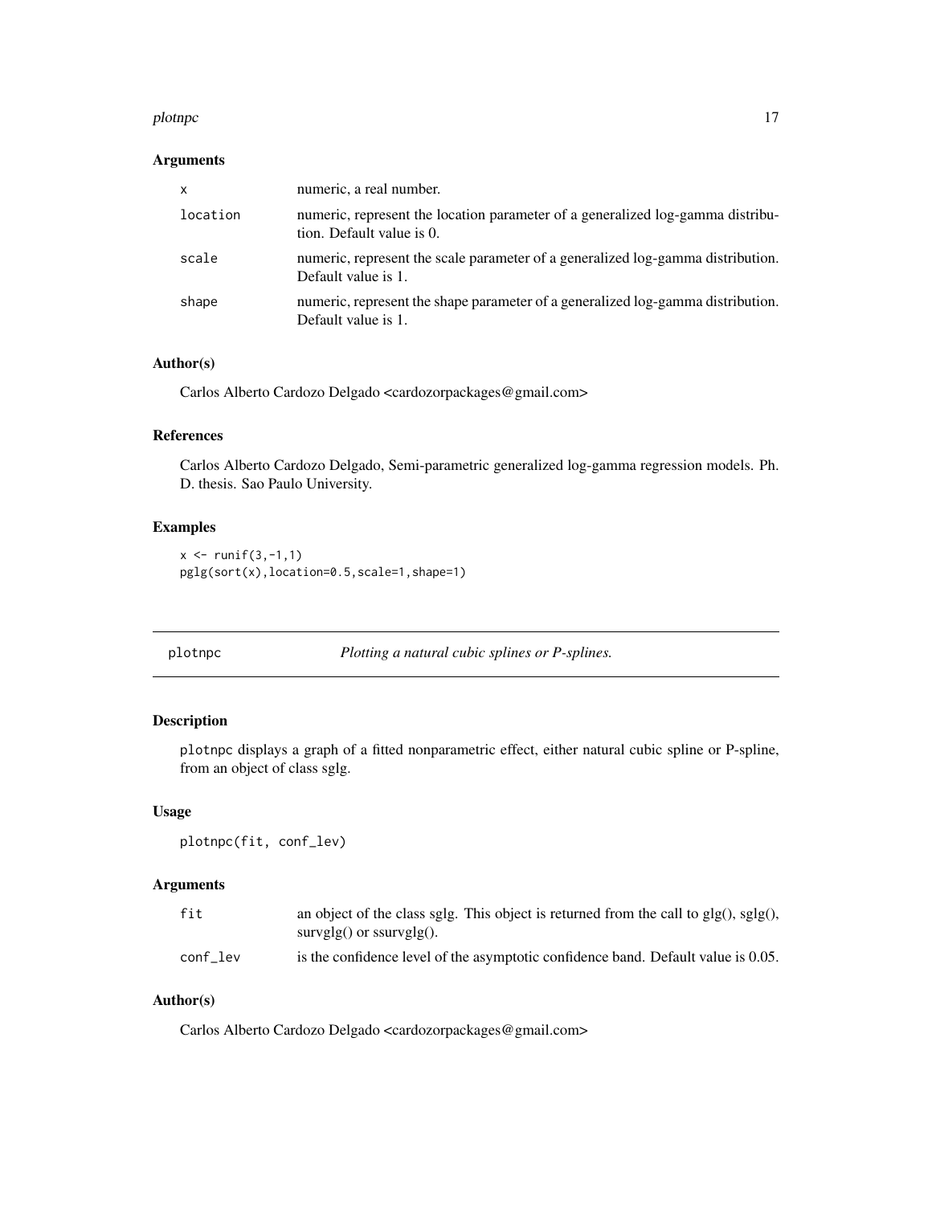### Arguments

| | |
|---|---|
| x | numeric, a real number. |
| location | numeric, represent the location parameter of a generalized log-gamma distribution. Default value is 0. |
| scale | numeric, represent the scale parameter of a generalized log-gamma distribution. Default value is 1. |
| shape | numeric, represent the shape parameter of a generalized log-gamma distribution. Default value is 1. |

### Author(s)

Carlos Alberto Cardozo Delgado <cardozorpackages@gmail.com>

### References

Carlos Alberto Cardozo Delgado, Semi-parametric generalized log-gamma regression models. Ph. D. thesis. Sao Paulo University.

### Examples

```
x <- runif(3,-1,1)
pglg(sort(x),location=0.5,scale=1,shape=1)
```

---

## plotnpc — *Plotting a natural cubic splines or P-splines.*

---

### Description

plotnpc displays a graph of a fitted nonparametric effect, either natural cubic spline or P-spline, from an object of class sglg.

### Usage

```
plotnpc(fit, conf_lev)
```

### Arguments

| | |
|---|---|
| fit | an object of the class sglg. This object is returned from the call to glg(), sglg(), survglg() or ssurvglg(). |
| conf_lev | is the confidence level of the asymptotic confidence band. Default value is 0.05. |

### Author(s)

Carlos Alberto Cardozo Delgado <cardozorpackages@gmail.com>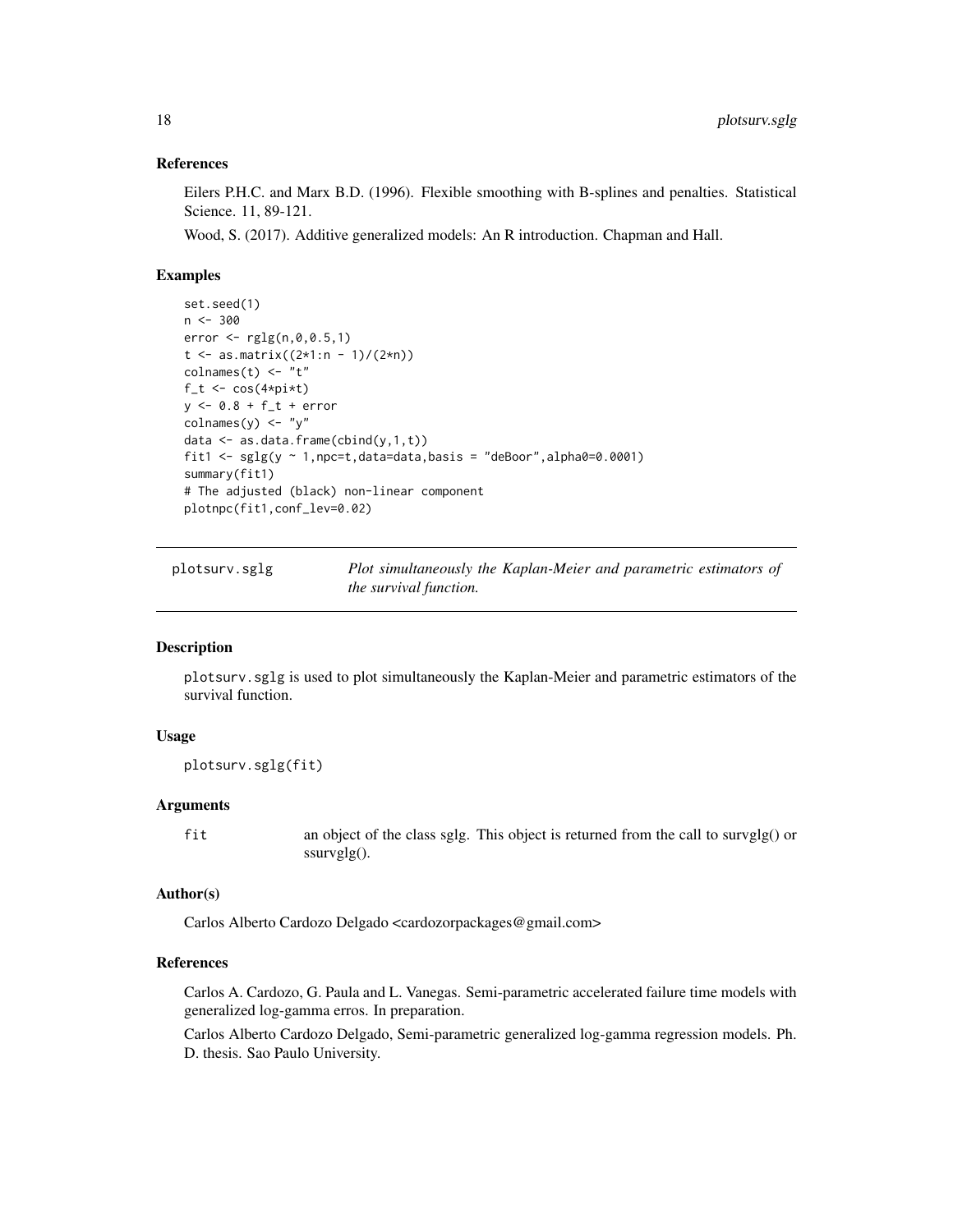### References

Eilers P.H.C. and Marx B.D. (1996). Flexible smoothing with B-splines and penalties. Statistical Science. 11, 89-121.

Wood, S. (2017). Additive generalized models: An R introduction. Chapman and Hall.

### Examples

```
set.seed(1)
n <- 300
error <- rglg(n,0,0.5,1)
t <- as.matrix((2*1:n - 1)/(2*n))
colnames(t) <- "t"
f_t <- cos(4*pi*t)
y <- 0.8 + f_t + error
colnames(y) <- "y"
data <- as.data.frame(cbind(y,1,t))
fit1 <- sglg(y ~ 1,npc=t,data=data,basis = "deBoor",alpha0=0.0001)
summary(fit1)
# The adjusted (black) non-linear component
plotnpc(fit1,conf_lev=0.02)
```

---

## plotsurv.sglg — *Plot simultaneously the Kaplan-Meier and parametric estimators of the survival function.*

### Description

plotsurv.sglg is used to plot simultaneously the Kaplan-Meier and parametric estimators of the survival function.

### Usage

```
plotsurv.sglg(fit)
```

### Arguments

| | |
|---|---|
| fit | an object of the class sglg. This object is returned from the call to survglg() or ssurvglg(). |

### Author(s)

Carlos Alberto Cardozo Delgado <cardozorpackages@gmail.com>

### References

Carlos A. Cardozo, G. Paula and L. Vanegas. Semi-parametric accelerated failure time models with generalized log-gamma erros. In preparation.

Carlos Alberto Cardozo Delgado, Semi-parametric generalized log-gamma regression models. Ph. D. thesis. Sao Paulo University.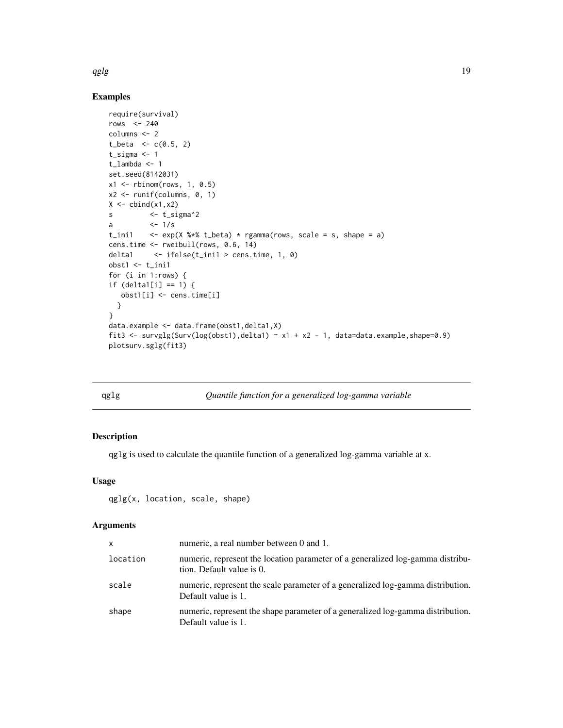## Examples

```
require(survival)
rows  <- 240
columns <- 2
t_beta  <- c(0.5, 2)
t_sigma <- 1
t_lambda <- 1
set.seed(8142031)
x1 <- rbinom(rows, 1, 0.5)
x2 <- runif(columns, 0, 1)
X <- cbind(x1,x2)
s         <- t_sigma^2
a         <- 1/s
t_ini1    <- exp(X %*% t_beta) * rgamma(rows, scale = s, shape = a)
cens.time <- rweibull(rows, 0.6, 14)
delta1     <- ifelse(t_ini1 > cens.time, 1, 0)
obst1 <- t_ini1
for (i in 1:rows) {
if (delta1[i] == 1) {
   obst1[i] <- cens.time[i]
  }
}
data.example <- data.frame(obst1,delta1,X)
fit3 <- survglg(Surv(log(obst1),delta1) ~ x1 + x2 - 1, data=data.example,shape=0.9)
plotsurv.sglg(fit3)
```

---

## qglg — *Quantile function for a generalized log-gamma variable*

### Description

qglg is used to calculate the quantile function of a generalized log-gamma variable at x.

### Usage

```
qglg(x, location, scale, shape)
```

### Arguments

| | |
|---|---|
| x | numeric, a real number between 0 and 1. |
| location | numeric, represent the location parameter of a generalized log-gamma distribution. Default value is 0. |
| scale | numeric, represent the scale parameter of a generalized log-gamma distribution. Default value is 1. |
| shape | numeric, represent the shape parameter of a generalized log-gamma distribution. Default value is 1. |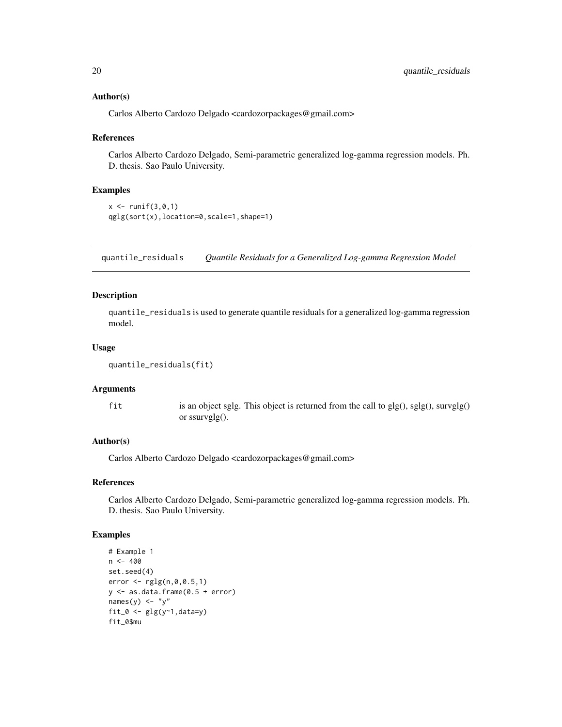### Author(s)

Carlos Alberto Cardozo Delgado <cardozorpackages@gmail.com>

### References

Carlos Alberto Cardozo Delgado, Semi-parametric generalized log-gamma regression models. Ph. D. thesis. Sao Paulo University.

### Examples

```
x <- runif(3,0,1)
qglg(sort(x),location=0,scale=1,shape=1)
```

---

## quantile_residuals *Quantile Residuals for a Generalized Log-gamma Regression Model*

### Description

quantile_residuals is used to generate quantile residuals for a generalized log-gamma regression model.

### Usage

```
quantile_residuals(fit)
```

### Arguments

| | |
|---|---|
| fit | is an object sglg. This object is returned from the call to glg(), sglg(), survglg() or ssurvglg(). |

### Author(s)

Carlos Alberto Cardozo Delgado <cardozorpackages@gmail.com>

### References

Carlos Alberto Cardozo Delgado, Semi-parametric generalized log-gamma regression models. Ph. D. thesis. Sao Paulo University.

### Examples

```
# Example 1
n <- 400
set.seed(4)
error <- rglg(n,0,0.5,1)
y <- as.data.frame(0.5 + error)
names(y) <- "y"
fit_0 <- glg(y~1,data=y)
fit_0$mu
```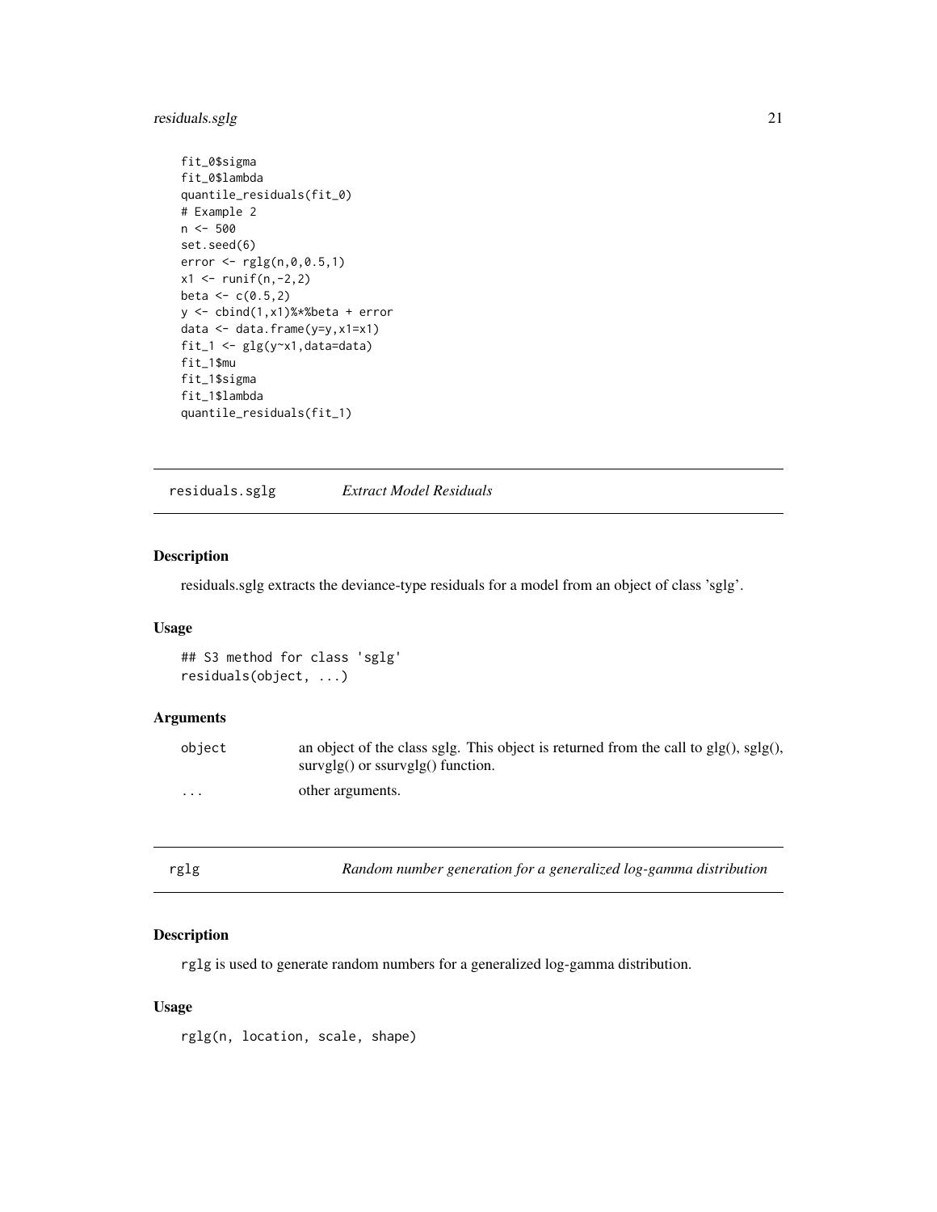```
fit_0$sigma
fit_0$lambda
quantile_residuals(fit_0)
# Example 2
n <- 500
set.seed(6)
error <- rglg(n,0,0.5,1)
x1 <- runif(n,-2,2)
beta <- c(0.5,2)
y <- cbind(1,x1)%*%beta + error
data <- data.frame(y=y,x1=x1)
fit_1 <- glg(y~x1,data=data)
fit_1$mu
fit_1$sigma
fit_1$lambda
quantile_residuals(fit_1)
```

---

## residuals.sglg *Extract Model Residuals*

### Description

residuals.sglg extracts the deviance-type residuals for a model from an object of class 'sglg'.

### Usage

```
## S3 method for class 'sglg'
residuals(object, ...)
```

### Arguments

| | |
|---|---|
| object | an object of the class sglg. This object is returned from the call to glg(), sglg(), survglg() or ssurvglg() function. |
| ... | other arguments. |

---

## rglg *Random number generation for a generalized log-gamma distribution*

### Description

rglg is used to generate random numbers for a generalized log-gamma distribution.

### Usage

```
rglg(n, location, scale, shape)
```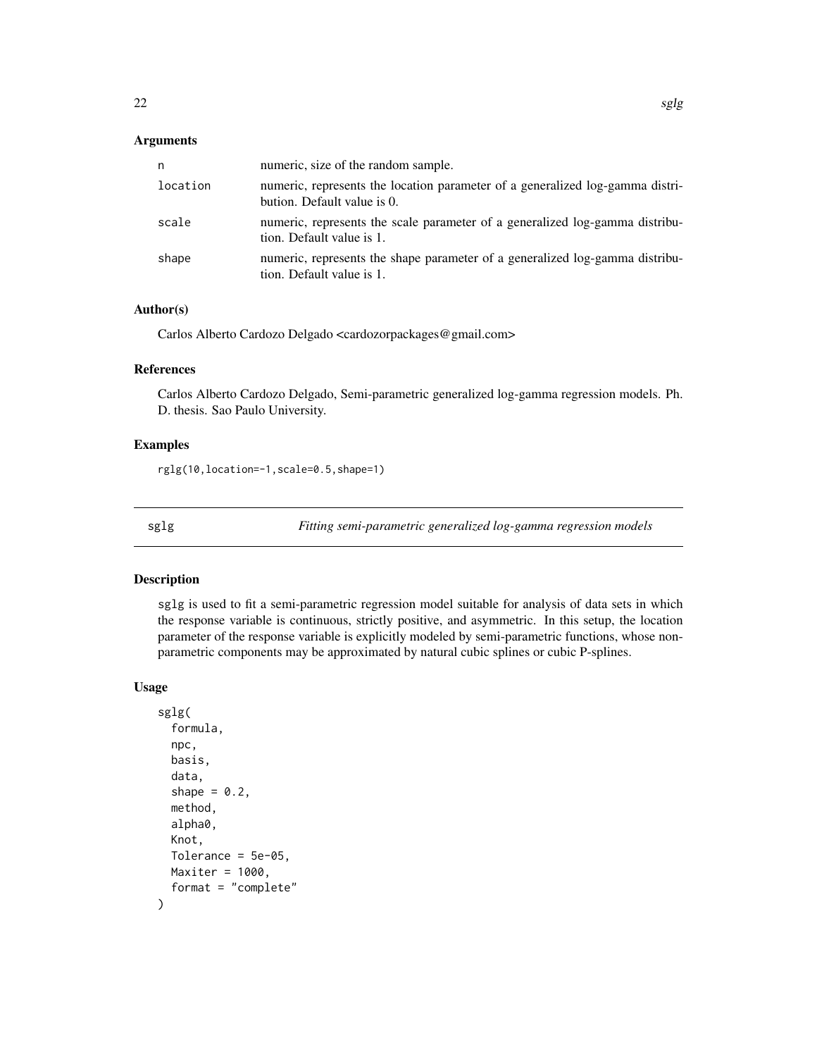### Arguments

| | |
|---|---|
| n | numeric, size of the random sample. |
| location | numeric, represents the location parameter of a generalized log-gamma distribution. Default value is 0. |
| scale | numeric, represents the scale parameter of a generalized log-gamma distribution. Default value is 1. |
| shape | numeric, represents the shape parameter of a generalized log-gamma distribution. Default value is 1. |

### Author(s)

Carlos Alberto Cardozo Delgado <cardozorpackages@gmail.com>

### References

Carlos Alberto Cardozo Delgado, Semi-parametric generalized log-gamma regression models. Ph. D. thesis. Sao Paulo University.

### Examples

```
rglg(10,location=-1,scale=0.5,shape=1)
```

---

## sglg — *Fitting semi-parametric generalized log-gamma regression models*

---

### Description

sglg is used to fit a semi-parametric regression model suitable for analysis of data sets in which the response variable is continuous, strictly positive, and asymmetric. In this setup, the location parameter of the response variable is explicitly modeled by semi-parametric functions, whose non-parametric components may be approximated by natural cubic splines or cubic P-splines.

### Usage

```
sglg(
  formula,
  npc,
  basis,
  data,
  shape = 0.2,
  method,
  alpha0,
  Knot,
  Tolerance = 5e-05,
  Maxiter = 1000,
  format = "complete"
)
```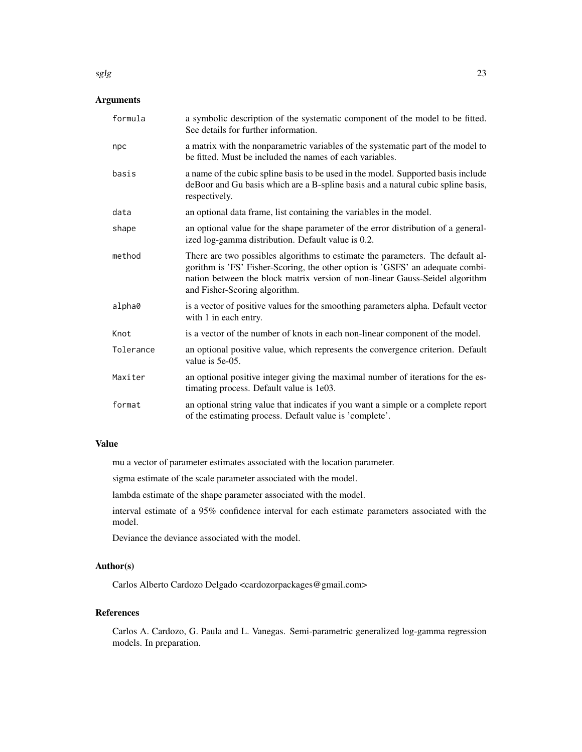## Arguments

| | |
|---|---|
| `formula` | a symbolic description of the systematic component of the model to be fitted. See details for further information. |
| `npc` | a matrix with the nonparametric variables of the systematic part of the model to be fitted. Must be included the names of each variables. |
| `basis` | a name of the cubic spline basis to be used in the model. Supported basis include deBoor and Gu basis which are a B-spline basis and a natural cubic spline basis, respectively. |
| `data` | an optional data frame, list containing the variables in the model. |
| `shape` | an optional value for the shape parameter of the error distribution of a generalized log-gamma distribution. Default value is 0.2. |
| `method` | There are two possibles algorithms to estimate the parameters. The default algorithm is 'FS' Fisher-Scoring, the other option is 'GSFS' an adequate combination between the block matrix version of non-linear Gauss-Seidel algorithm and Fisher-Scoring algorithm. |
| `alpha0` | is a vector of positive values for the smoothing parameters alpha. Default vector with 1 in each entry. |
| `Knot` | is a vector of the number of knots in each non-linear component of the model. |
| `Tolerance` | an optional positive value, which represents the convergence criterion. Default value is 5e-05. |
| `Maxiter` | an optional positive integer giving the maximal number of iterations for the estimating process. Default value is 1e03. |
| `format` | an optional string value that indicates if you want a simple or a complete report of the estimating process. Default value is 'complete'. |

## Value

mu a vector of parameter estimates associated with the location parameter.

sigma estimate of the scale parameter associated with the model.

lambda estimate of the shape parameter associated with the model.

interval estimate of a 95% confidence interval for each estimate parameters associated with the model.

Deviance the deviance associated with the model.

## Author(s)

Carlos Alberto Cardozo Delgado <cardozorpackages@gmail.com>

## References

Carlos A. Cardozo, G. Paula and L. Vanegas. Semi-parametric generalized log-gamma regression models. In preparation.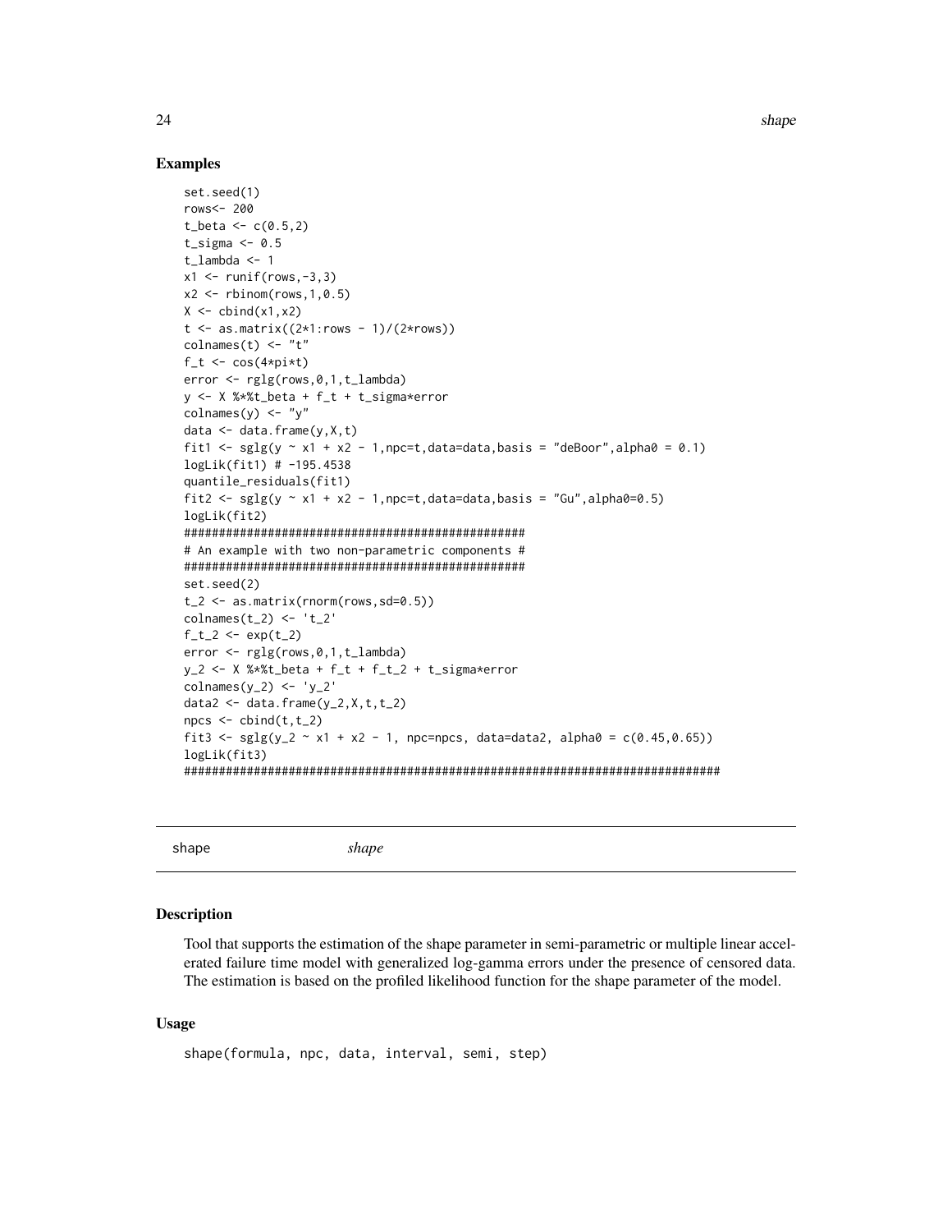## Examples

```
set.seed(1)
rows<- 200
t_beta <- c(0.5,2)
t_sigma <- 0.5
t_lambda <- 1
x1 <- runif(rows,-3,3)
x2 <- rbinom(rows,1,0.5)
X <- cbind(x1,x2)
t <- as.matrix((2*1:rows - 1)/(2*rows))
colnames(t) <- "t"
f_t <- cos(4*pi*t)
error <- rglg(rows,0,1,t_lambda)
y <- X %*%t_beta + f_t + t_sigma*error
colnames(y) <- "y"
data <- data.frame(y,X,t)
fit1 <- sglg(y ~ x1 + x2 - 1,npc=t,data=data,basis = "deBoor",alpha0 = 0.1)
logLik(fit1) # -195.4538
quantile_residuals(fit1)
fit2 <- sglg(y ~ x1 + x2 - 1,npc=t,data=data,basis = "Gu",alpha0=0.5)
logLik(fit2)
#################################################
# An example with two non-parametric components #
#################################################
set.seed(2)
t_2 <- as.matrix(rnorm(rows,sd=0.5))
colnames(t_2) <- 't_2'
f_t_2 <- exp(t_2)
error <- rglg(rows,0,1,t_lambda)
y_2 <- X %*%t_beta + f_t + f_t_2 + t_sigma*error
colnames(y_2) <- 'y_2'
data2 <- data.frame(y_2,X,t,t_2)
npcs <- cbind(t,t_2)
fit3 <- sglg(y_2 ~ x1 + x2 - 1, npc=npcs, data=data2, alpha0 = c(0.45,0.65))
logLik(fit3)
#############################################################################
```

---

shape *shape*

---

## Description

Tool that supports the estimation of the shape parameter in semi-parametric or multiple linear accelerated failure time model with generalized log-gamma errors under the presence of censored data. The estimation is based on the profiled likelihood function for the shape parameter of the model.

## Usage

```
shape(formula, npc, data, interval, semi, step)
```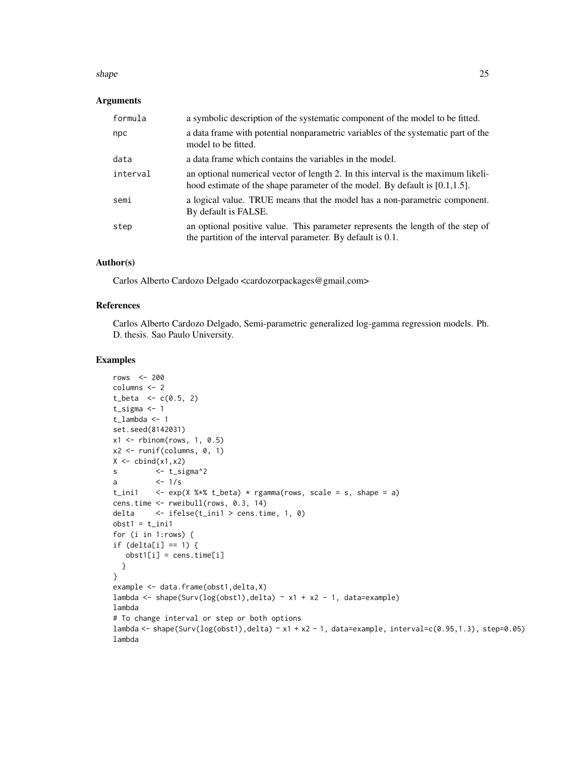## Arguments

| | |
|---|---|
| `formula` | a symbolic description of the systematic component of the model to be fitted. |
| `npc` | a data frame with potential nonparametric variables of the systematic part of the model to be fitted. |
| `data` | a data frame which contains the variables in the model. |
| `interval` | an optional numerical vector of length 2. In this interval is the maximum likelihood estimate of the shape parameter of the model. By default is [0.1,1.5]. |
| `semi` | a logical value. TRUE means that the model has a non-parametric component. By default is FALSE. |
| `step` | an optional positive value. This parameter represents the length of the step of the partition of the interval parameter. By default is 0.1. |

## Author(s)

Carlos Alberto Cardozo Delgado <cardozorpackages@gmail.com>

## References

Carlos Alberto Cardozo Delgado, Semi-parametric generalized log-gamma regression models. Ph. D. thesis. Sao Paulo University.

## Examples

```
rows  <- 200
columns <- 2
t_beta  <- c(0.5, 2)
t_sigma <- 1
t_lambda <- 1
set.seed(8142031)
x1 <- rbinom(rows, 1, 0.5)
x2 <- runif(columns, 0, 1)
X <- cbind(x1,x2)
s         <- t_sigma^2
a         <- 1/s
t_ini1    <- exp(X %*% t_beta) * rgamma(rows, scale = s, shape = a)
cens.time <- rweibull(rows, 0.3, 14)
delta     <- ifelse(t_ini1 > cens.time, 1, 0)
obst1 = t_ini1
for (i in 1:rows) {
if (delta[i] == 1) {
   obst1[i] = cens.time[i]
  }
}
example <- data.frame(obst1,delta,X)
lambda <- shape(Surv(log(obst1),delta) ~ x1 + x2 - 1, data=example)
lambda
# To change interval or step or both options
lambda <- shape(Surv(log(obst1),delta) ~ x1 + x2 - 1, data=example, interval=c(0.95,1.3), step=0.05)
lambda
```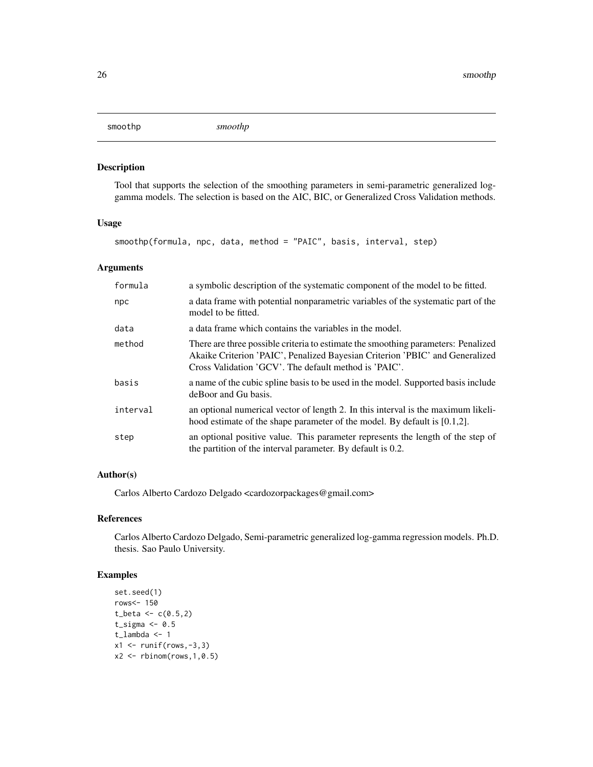smoothp    *smoothp*

## Description

Tool that supports the selection of the smoothing parameters in semi-parametric generalized log-gamma models. The selection is based on the AIC, BIC, or Generalized Cross Validation methods.

## Usage

```
smoothp(formula, npc, data, method = "PAIC", basis, interval, step)
```

## Arguments

| | |
|---|---|
| formula | a symbolic description of the systematic component of the model to be fitted. |
| npc | a data frame with potential nonparametric variables of the systematic part of the model to be fitted. |
| data | a data frame which contains the variables in the model. |
| method | There are three possible criteria to estimate the smoothing parameters: Penalized Akaike Criterion 'PAIC', Penalized Bayesian Criterion 'PBIC' and Generalized Cross Validation 'GCV'. The default method is 'PAIC'. |
| basis | a name of the cubic spline basis to be used in the model. Supported basis include deBoor and Gu basis. |
| interval | an optional numerical vector of length 2. In this interval is the maximum likelihood estimate of the shape parameter of the model. By default is [0.1,2]. |
| step | an optional positive value. This parameter represents the length of the step of the partition of the interval parameter. By default is 0.2. |

## Author(s)

Carlos Alberto Cardozo Delgado <cardozorpackages@gmail.com>

## References

Carlos Alberto Cardozo Delgado, Semi-parametric generalized log-gamma regression models. Ph.D. thesis. Sao Paulo University.

## Examples

```
set.seed(1)
rows<- 150
t_beta <- c(0.5,2)
t_sigma <- 0.5
t_lambda <- 1
x1 <- runif(rows,-3,3)
x2 <- rbinom(rows,1,0.5)
```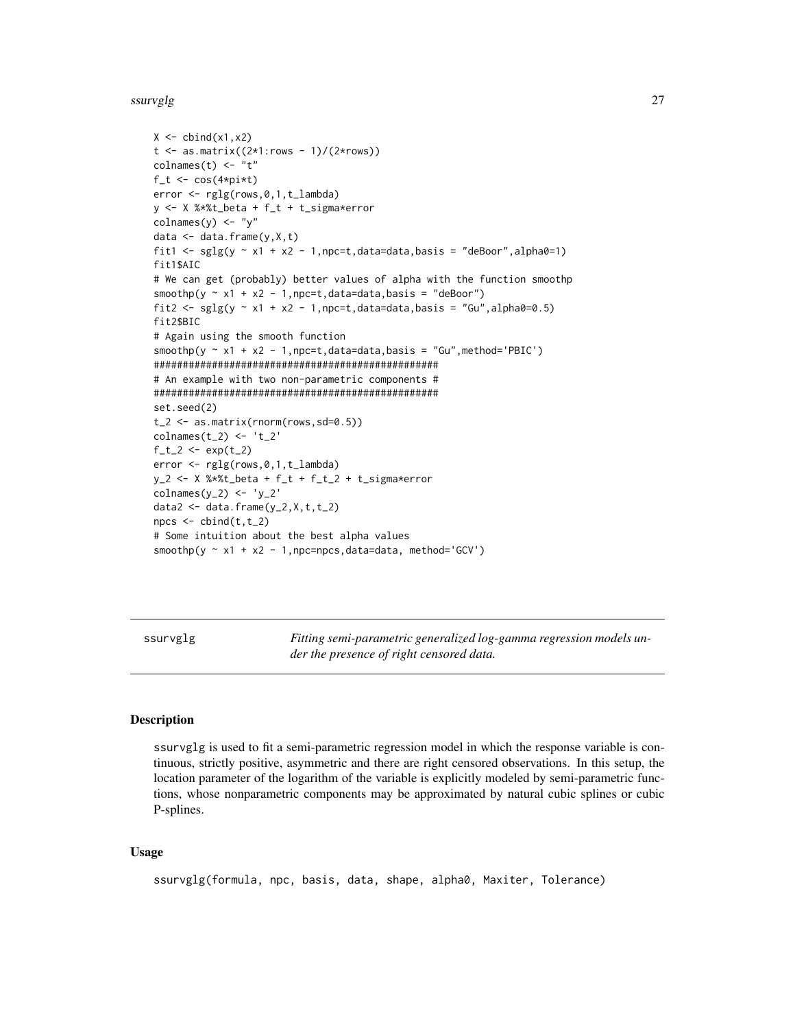```
X <- cbind(x1,x2)
t <- as.matrix((2*1:rows - 1)/(2*rows))
colnames(t) <- "t"
f_t <- cos(4*pi*t)
error <- rglg(rows,0,1,t_lambda)
y <- X %*%t_beta + f_t + t_sigma*error
colnames(y) <- "y"
data <- data.frame(y,X,t)
fit1 <- sglg(y ~ x1 + x2 - 1,npc=t,data=data,basis = "deBoor",alpha0=1)
fit1$AIC
# We can get (probably) better values of alpha with the function smoothp
smoothp(y ~ x1 + x2 - 1,npc=t,data=data,basis = "deBoor")
fit2 <- sglg(y ~ x1 + x2 - 1,npc=t,data=data,basis = "Gu",alpha0=0.5)
fit2$BIC
# Again using the smooth function
smoothp(y ~ x1 + x2 - 1,npc=t,data=data,basis = "Gu",method='PBIC')
#################################################
# An example with two non-parametric components #
#################################################
set.seed(2)
t_2 <- as.matrix(rnorm(rows,sd=0.5))
colnames(t_2) <- 't_2'
f_t_2 <- exp(t_2)
error <- rglg(rows,0,1,t_lambda)
y_2 <- X %*%t_beta + f_t + f_t_2 + t_sigma*error
colnames(y_2) <- 'y_2'
data2 <- data.frame(y_2,X,t,t_2)
npcs <- cbind(t,t_2)
# Some intuition about the best alpha values
smoothp(y ~ x1 + x2 - 1,npc=npcs,data=data, method='GCV')
```

---

## ssurvglg — *Fitting semi-parametric generalized log-gamma regression models under the presence of right censored data.*

### Description

ssurvglg is used to fit a semi-parametric regression model in which the response variable is continuous, strictly positive, asymmetric and there are right censored observations. In this setup, the location parameter of the logarithm of the variable is explicitly modeled by semi-parametric functions, whose nonparametric components may be approximated by natural cubic splines or cubic P-splines.

### Usage

```
ssurvglg(formula, npc, basis, data, shape, alpha0, Maxiter, Tolerance)
```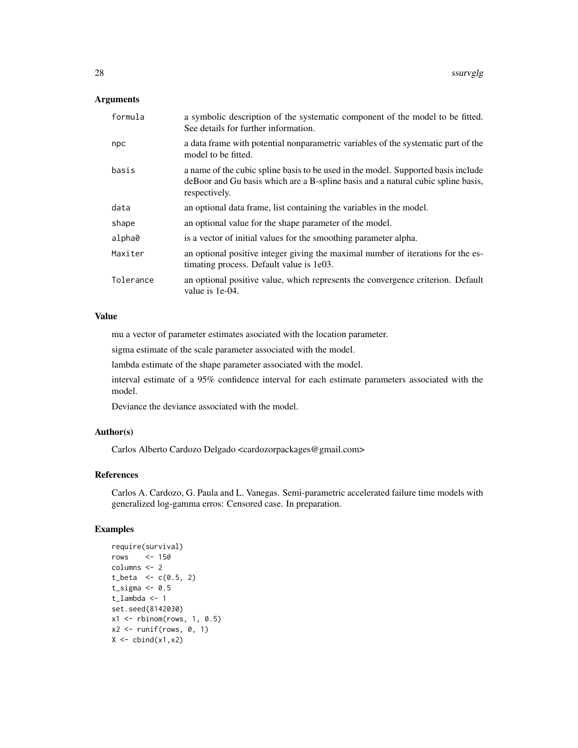### Arguments

| | |
|---|---|
| formula | a symbolic description of the systematic component of the model to be fitted. See details for further information. |
| npc | a data frame with potential nonparametric variables of the systematic part of the model to be fitted. |
| basis | a name of the cubic spline basis to be used in the model. Supported basis include deBoor and Gu basis which are a B-spline basis and a natural cubic spline basis, respectively. |
| data | an optional data frame, list containing the variables in the model. |
| shape | an optional value for the shape parameter of the model. |
| alpha0 | is a vector of initial values for the smoothing parameter alpha. |
| Maxiter | an optional positive integer giving the maximal number of iterations for the estimating process. Default value is 1e03. |
| Tolerance | an optional positive value, which represents the convergence criterion. Default value is 1e-04. |

### Value

mu a vector of parameter estimates asociated with the location parameter.

sigma estimate of the scale parameter associated with the model.

lambda estimate of the shape parameter associated with the model.

interval estimate of a 95% confidence interval for each estimate parameters associated with the model.

Deviance the deviance associated with the model.

### Author(s)

Carlos Alberto Cardozo Delgado <cardozorpackages@gmail.com>

### References

Carlos A. Cardozo, G. Paula and L. Vanegas. Semi-parametric accelerated failure time models with generalized log-gamma erros: Censored case. In preparation.

### Examples

```
require(survival)
rows    <- 150
columns <- 2
t_beta  <- c(0.5, 2)
t_sigma <- 0.5
t_lambda <- 1
set.seed(8142030)
x1 <- rbinom(rows, 1, 0.5)
x2 <- runif(rows, 0, 1)
X <- cbind(x1,x2)
```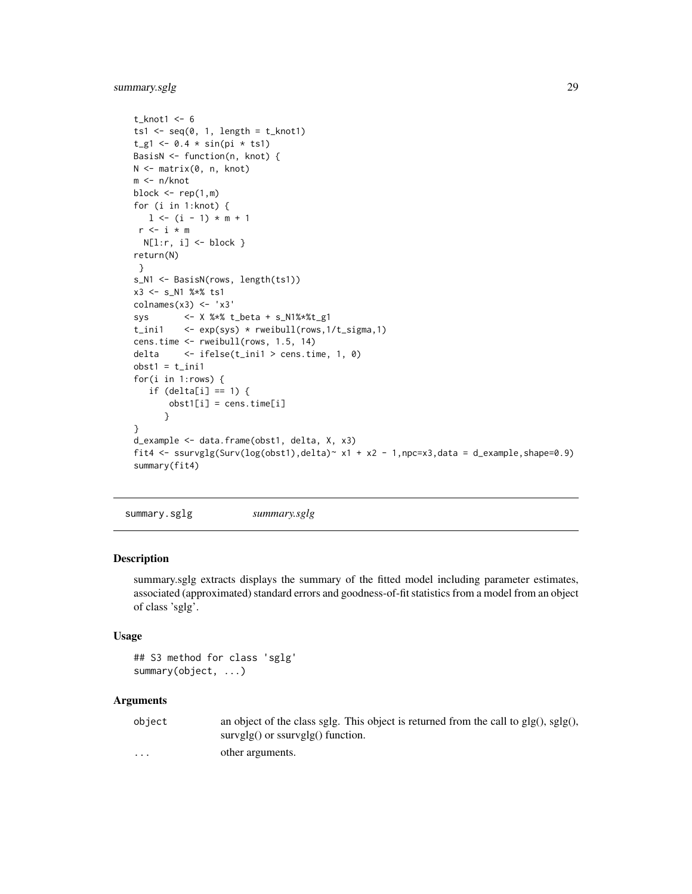```
t_knot1 <- 6
ts1 <- seq(0, 1, length = t_knot1)
t_g1 <- 0.4 * sin(pi * ts1)
BasisN <- function(n, knot) {
N <- matrix(0, n, knot)
m <- n/knot
block <- rep(1,m)
for (i in 1:knot) {
   l <- (i - 1) * m + 1
 r <- i * m
  N[l:r, i] <- block }
return(N)
 }
s_N1 <- BasisN(rows, length(ts1))
x3 <- s_N1 %*% ts1
colnames(x3) <- 'x3'
sys       <- X %*% t_beta + s_N1%*%t_g1
t_ini1    <- exp(sys) * rweibull(rows,1/t_sigma,1)
cens.time <- rweibull(rows, 1.5, 14)
delta     <- ifelse(t_ini1 > cens.time, 1, 0)
obst1 = t_ini1
for(i in 1:rows) {
   if (delta[i] == 1) {
       obst1[i] = cens.time[i]
      }
}
d_example <- data.frame(obst1, delta, X, x3)
fit4 <- ssurvglg(Surv(log(obst1),delta)~ x1 + x2 - 1,npc=x3,data = d_example,shape=0.9)
summary(fit4)
```

---

## summary.sglg *summary.sglg*

### Description

summary.sglg extracts displays the summary of the fitted model including parameter estimates, associated (approximated) standard errors and goodness-of-fit statistics from a model from an object of class 'sglg'.

### Usage

```
## S3 method for class 'sglg'
summary(object, ...)
```

### Arguments

| | |
|---|---|
| `object` | an object of the class sglg. This object is returned from the call to glg(), sglg(), survglg() or ssurvglg() function. |
| `...` | other arguments. |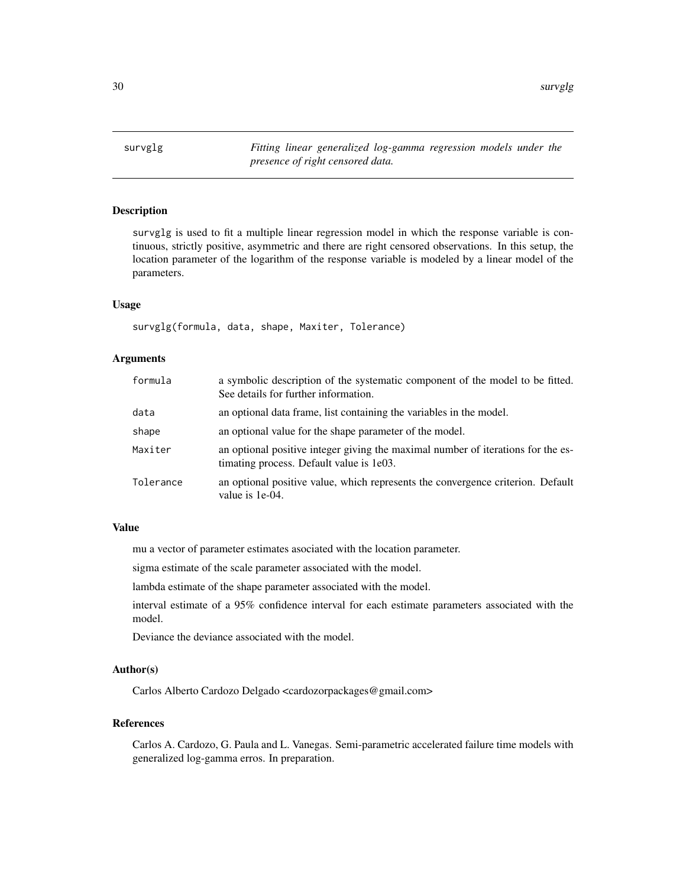## survglg

*Fitting linear generalized log-gamma regression models under the presence of right censored data.*

### Description

survglg is used to fit a multiple linear regression model in which the response variable is continuous, strictly positive, asymmetric and there are right censored observations. In this setup, the location parameter of the logarithm of the response variable is modeled by a linear model of the parameters.

### Usage

```
survglg(formula, data, shape, Maxiter, Tolerance)
```

### Arguments

| | |
|---|---|
| formula | a symbolic description of the systematic component of the model to be fitted. See details for further information. |
| data | an optional data frame, list containing the variables in the model. |
| shape | an optional value for the shape parameter of the model. |
| Maxiter | an optional positive integer giving the maximal number of iterations for the estimating process. Default value is 1e03. |
| Tolerance | an optional positive value, which represents the convergence criterion. Default value is 1e-04. |

### Value

mu a vector of parameter estimates asociated with the location parameter.

sigma estimate of the scale parameter associated with the model.

lambda estimate of the shape parameter associated with the model.

interval estimate of a 95% confidence interval for each estimate parameters associated with the model.

Deviance the deviance associated with the model.

### Author(s)

Carlos Alberto Cardozo Delgado <cardozorpackages@gmail.com>

### References

Carlos A. Cardozo, G. Paula and L. Vanegas. Semi-parametric accelerated failure time models with generalized log-gamma erros. In preparation.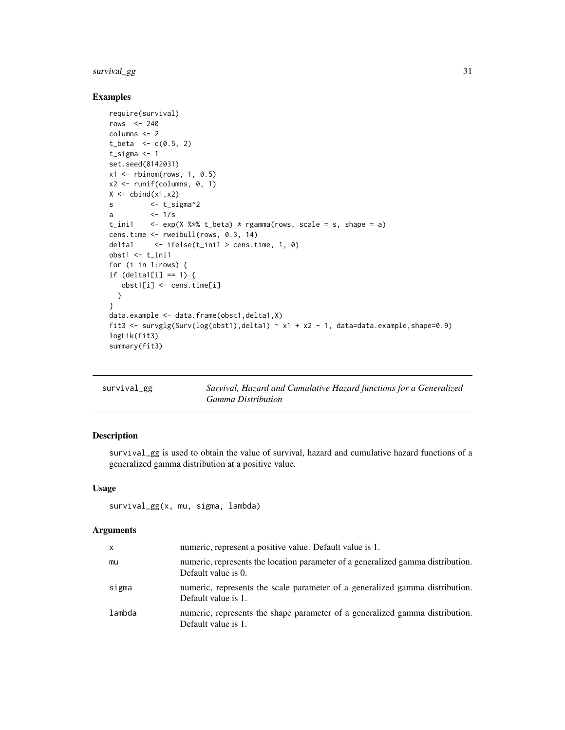## Examples

```
require(survival)
rows  <- 240
columns <- 2
t_beta  <- c(0.5, 2)
t_sigma <- 1
set.seed(8142031)
x1 <- rbinom(rows, 1, 0.5)
x2 <- runif(columns, 0, 1)
X <- cbind(x1,x2)
s         <- t_sigma^2
a         <- 1/s
t_ini1    <- exp(X %*% t_beta) * rgamma(rows, scale = s, shape = a)
cens.time <- rweibull(rows, 0.3, 14)
delta1     <- ifelse(t_ini1 > cens.time, 1, 0)
obst1 <- t_ini1
for (i in 1:rows) {
if (delta1[i] == 1) {
   obst1[i] <- cens.time[i]
  }
}
data.example <- data.frame(obst1,delta1,X)
fit3 <- survglg(Surv(log(obst1),delta1) ~ x1 + x2 - 1, data=data.example,shape=0.9)
logLik(fit3)
summary(fit3)
```

---

# survival_gg — *Survival, Hazard and Cumulative Hazard functions for a Generalized Gamma Distribution*

## Description

survival_gg is used to obtain the value of survival, hazard and cumulative hazard functions of a generalized gamma distribution at a positive value.

## Usage

```
survival_gg(x, mu, sigma, lambda)
```

## Arguments

| | |
|---|---|
| x | numeric, represent a positive value. Default value is 1. |
| mu | numeric, represents the location parameter of a generalized gamma distribution. Default value is 0. |
| sigma | numeric, represents the scale parameter of a generalized gamma distribution. Default value is 1. |
| lambda | numeric, represents the shape parameter of a generalized gamma distribution. Default value is 1. |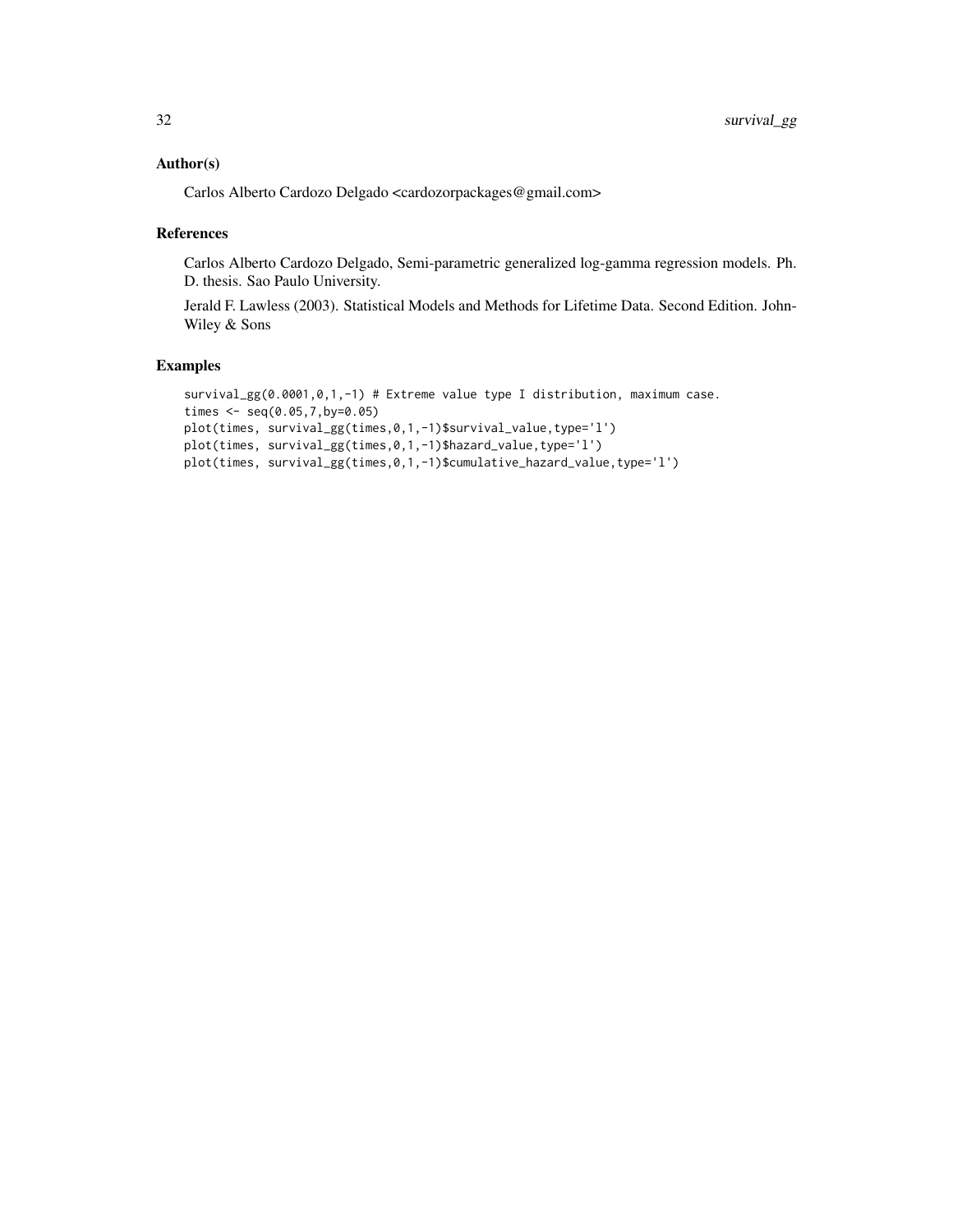### Author(s)

Carlos Alberto Cardozo Delgado <cardozorpackages@gmail.com>

### References

Carlos Alberto Cardozo Delgado, Semi-parametric generalized log-gamma regression models. Ph. D. thesis. Sao Paulo University.

Jerald F. Lawless (2003). Statistical Models and Methods for Lifetime Data. Second Edition. John-Wiley & Sons

### Examples

```
survival_gg(0.0001,0,1,-1) # Extreme value type I distribution, maximum case.
times <- seq(0.05,7,by=0.05)
plot(times, survival_gg(times,0,1,-1)$survival_value,type='l')
plot(times, survival_gg(times,0,1,-1)$hazard_value,type='l')
plot(times, survival_gg(times,0,1,-1)$cumulative_hazard_value,type='l')
```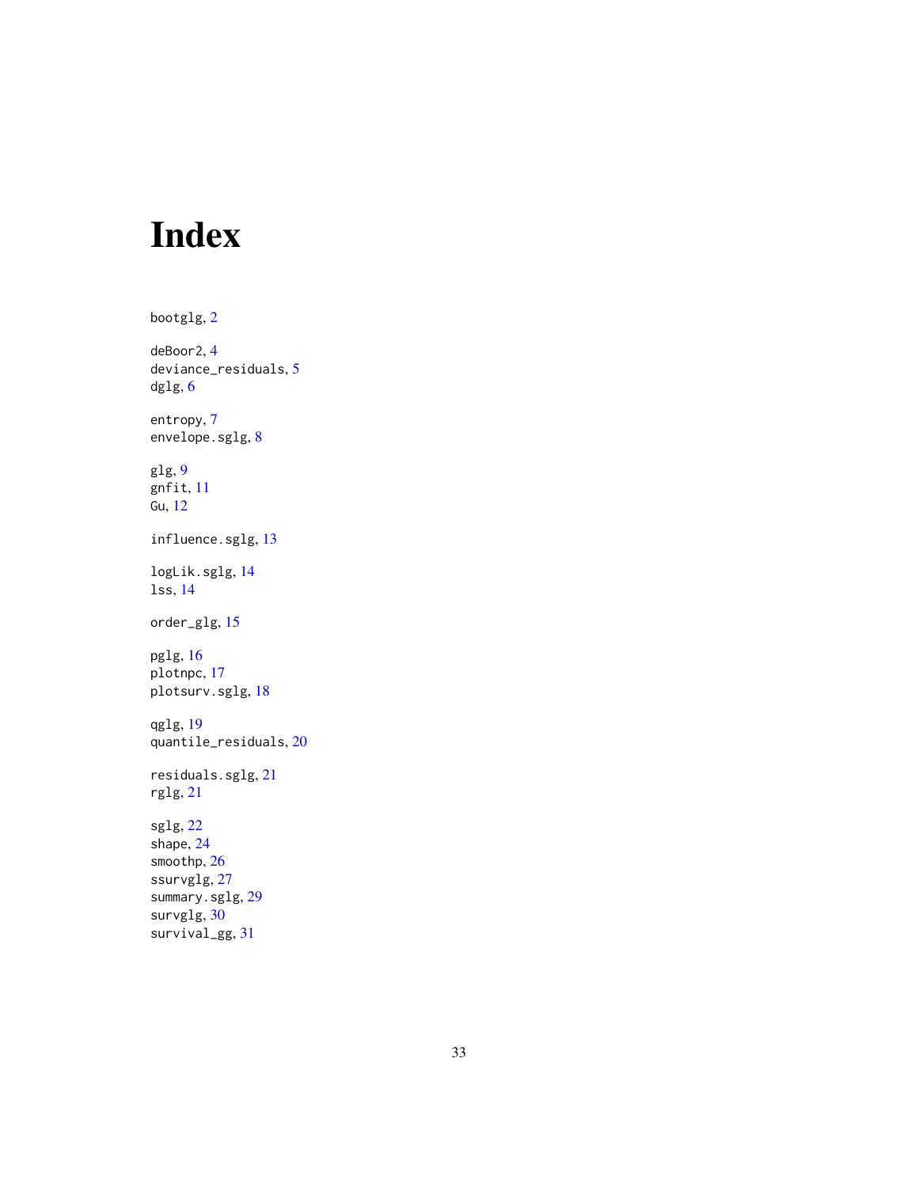# Index

bootglg, 2

deBoor2, 4
deviance_residuals, 5
dglg, 6

entropy, 7
envelope.sglg, 8

glg, 9
gnfit, 11
Gu, 12

influence.sglg, 13

logLik.sglg, 14
lss, 14

order_glg, 15

pglg, 16
plotnpc, 17
plotsurv.sglg, 18

qglg, 19
quantile_residuals, 20

residuals.sglg, 21
rglg, 21

sglg, 22
shape, 24
smoothp, 26
ssurvglg, 27
summary.sglg, 29
survglg, 30
survival_gg, 31